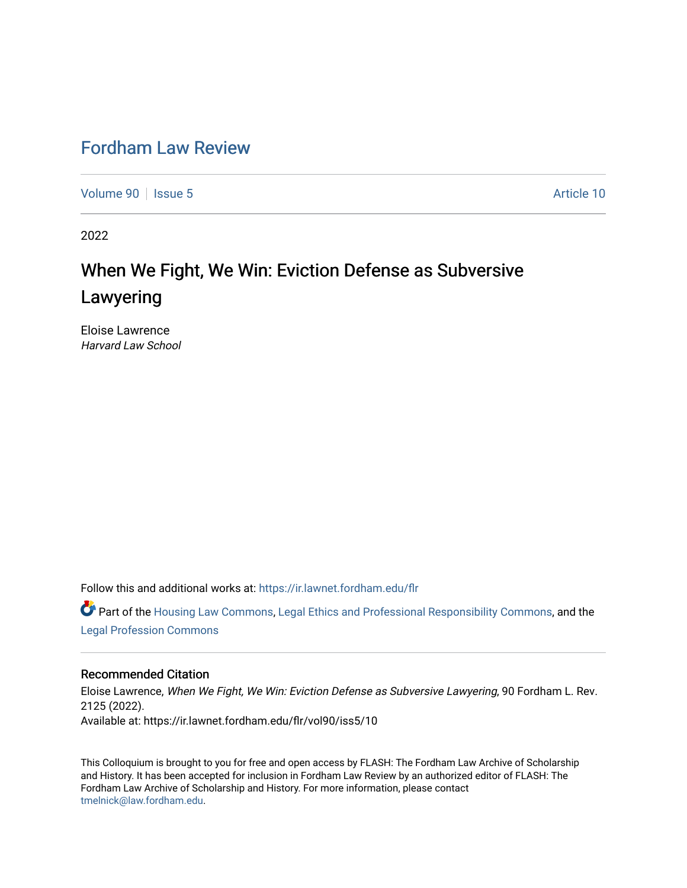# Fordham Law Review

Volume 90 | Issue 5 | Article 10

2022

## When We Fight, We Win: Eviction Defense as Subversive Lawyering

Eloise Lawrence
*Harvard Law School*

Follow this and additional works at: https://ir.lawnet.fordham.edu/flr

Part of the Housing Law Commons, Legal Ethics and Professional Responsibility Commons, and the Legal Profession Commons

### Recommended Citation

Eloise Lawrence, *When We Fight, We Win: Eviction Defense as Subversive Lawyering*, 90 Fordham L. Rev. 2125 (2022).
Available at: https://ir.lawnet.fordham.edu/flr/vol90/iss5/10

This Colloquium is brought to you for free and open access by FLASH: The Fordham Law Archive of Scholarship and History. It has been accepted for inclusion in Fordham Law Review by an authorized editor of FLASH: The Fordham Law Archive of Scholarship and History. For more information, please contact tmelnick@law.fordham.edu.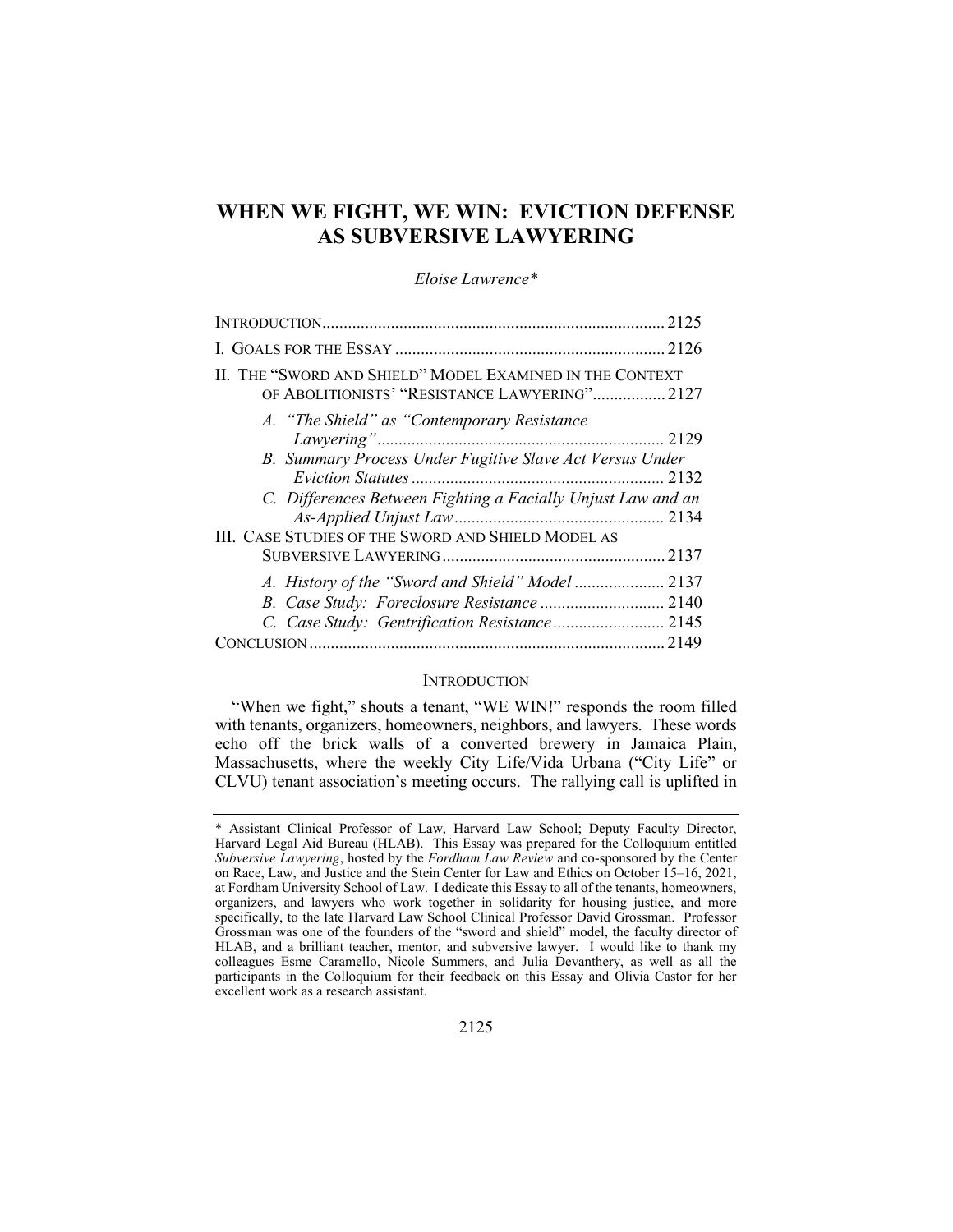# WHEN WE FIGHT, WE WIN: EVICTION DEFENSE AS SUBVERSIVE LAWYERING

*Eloise Lawrence\**

INTRODUCTION .......... 2125

I. GOALS FOR THE ESSAY .......... 2126

II. THE "SWORD AND SHIELD" MODEL EXAMINED IN THE CONTEXT OF ABOLITIONISTS' "RESISTANCE LAWYERING" .......... 2127

- *A. "The Shield" as "Contemporary Resistance Lawyering"* .......... 2129
- *B. Summary Process Under Fugitive Slave Act Versus Under Eviction Statutes* .......... 2132
- *C. Differences Between Fighting a Facially Unjust Law and an As-Applied Unjust Law* .......... 2134

III. CASE STUDIES OF THE SWORD AND SHIELD MODEL AS SUBVERSIVE LAWYERING .......... 2137

- *A. History of the "Sword and Shield" Model* .......... 2137
- *B. Case Study: Foreclosure Resistance* .......... 2140
- *C. Case Study: Gentrification Resistance* .......... 2145

CONCLUSION .......... 2149

## INTRODUCTION

"When we fight," shouts a tenant, "WE WIN!" responds the room filled with tenants, organizers, homeowners, neighbors, and lawyers. These words echo off the brick walls of a converted brewery in Jamaica Plain, Massachusetts, where the weekly City Life/Vida Urbana ("City Life" or CLVU) tenant association's meeting occurs. The rallying call is uplifted in

---

\* Assistant Clinical Professor of Law, Harvard Law School; Deputy Faculty Director, Harvard Legal Aid Bureau (HLAB). This Essay was prepared for the Colloquium entitled *Subversive Lawyering*, hosted by the *Fordham Law Review* and co-sponsored by the Center on Race, Law, and Justice and the Stein Center for Law and Ethics on October 15–16, 2021, at Fordham University School of Law. I dedicate this Essay to all of the tenants, homeowners, organizers, and lawyers who work together in solidarity for housing justice, and more specifically, to the late Harvard Law School Clinical Professor David Grossman. Professor Grossman was one of the founders of the "sword and shield" model, the faculty director of HLAB, and a brilliant teacher, mentor, and subversive lawyer. I would like to thank my colleagues Esme Caramello, Nicole Summers, and Julia Devanthery, as well as all the participants in the Colloquium for their feedback on this Essay and Olivia Castor for her excellent work as a research assistant.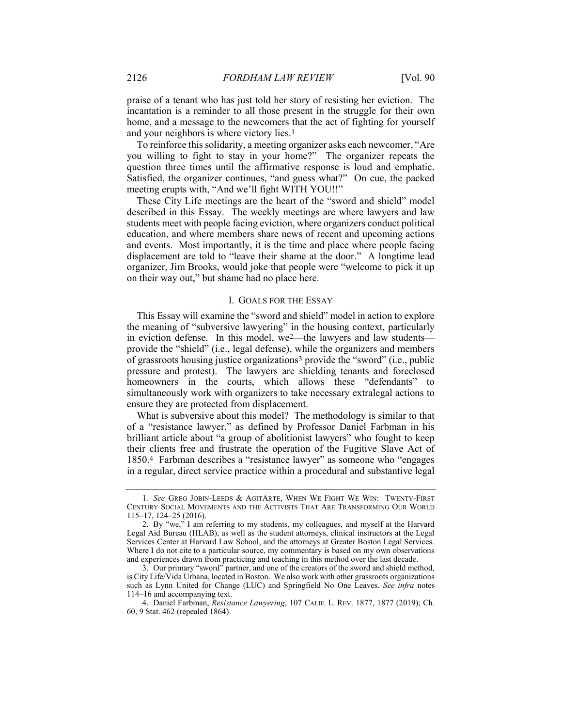praise of a tenant who has just told her story of resisting her eviction. The incantation is a reminder to all those present in the struggle for their own home, and a message to the newcomers that the act of fighting for yourself and your neighbors is where victory lies.[1]

To reinforce this solidarity, a meeting organizer asks each newcomer, "Are you willing to fight to stay in your home?" The organizer repeats the question three times until the affirmative response is loud and emphatic. Satisfied, the organizer continues, "and guess what?" On cue, the packed meeting erupts with, "And we'll fight WITH YOU!!"

These City Life meetings are the heart of the "sword and shield" model described in this Essay. The weekly meetings are where lawyers and law students meet with people facing eviction, where organizers conduct political education, and where members share news of recent and upcoming actions and events. Most importantly, it is the time and place where people facing displacement are told to "leave their shame at the door." A longtime lead organizer, Jim Brooks, would joke that people were "welcome to pick it up on their way out," but shame had no place here.

## I. GOALS FOR THE ESSAY

This Essay will examine the "sword and shield" model in action to explore the meaning of "subversive lawyering" in the housing context, particularly in eviction defense. In this model, we[2]—the lawyers and law students—provide the "shield" (i.e., legal defense), while the organizers and members of grassroots housing justice organizations[3] provide the "sword" (i.e., public pressure and protest). The lawyers are shielding tenants and foreclosed homeowners in the courts, which allows these "defendants" to simultaneously work with organizers to take necessary extralegal actions to ensure they are protected from displacement.

What is subversive about this model? The methodology is similar to that of a "resistance lawyer," as defined by Professor Daniel Farbman in his brilliant article about "a group of abolitionist lawyers" who fought to keep their clients free and frustrate the operation of the Fugitive Slave Act of 1850.[4] Farbman describes a "resistance lawyer" as someone who "engages in a regular, direct service practice within a procedural and substantive legal

---

1. *See* GREG JOBIN-LEEDS & AGITARTE, WHEN WE FIGHT WE WIN: TWENTY-FIRST CENTURY SOCIAL MOVEMENTS AND THE ACTIVISTS THAT ARE TRANSFORMING OUR WORLD 115–17, 124–25 (2016).

2. By "we," I am referring to my students, my colleagues, and myself at the Harvard Legal Aid Bureau (HLAB), as well as the student attorneys, clinical instructors at the Legal Services Center at Harvard Law School, and the attorneys at Greater Boston Legal Services. Where I do not cite to a particular source, my commentary is based on my own observations and experiences drawn from practicing and teaching in this method over the last decade.

3. Our primary "sword" partner, and one of the creators of the sword and shield method, is City Life/Vida Urbana, located in Boston. We also work with other grassroots organizations such as Lynn United for Change (LUC) and Springfield No One Leaves. *See infra* notes 114–16 and accompanying text.

4. Daniel Farbman, *Resistance Lawyering*, 107 CALIF. L. REV. 1877, 1877 (2019); Ch. 60, 9 Stat. 462 (repealed 1864).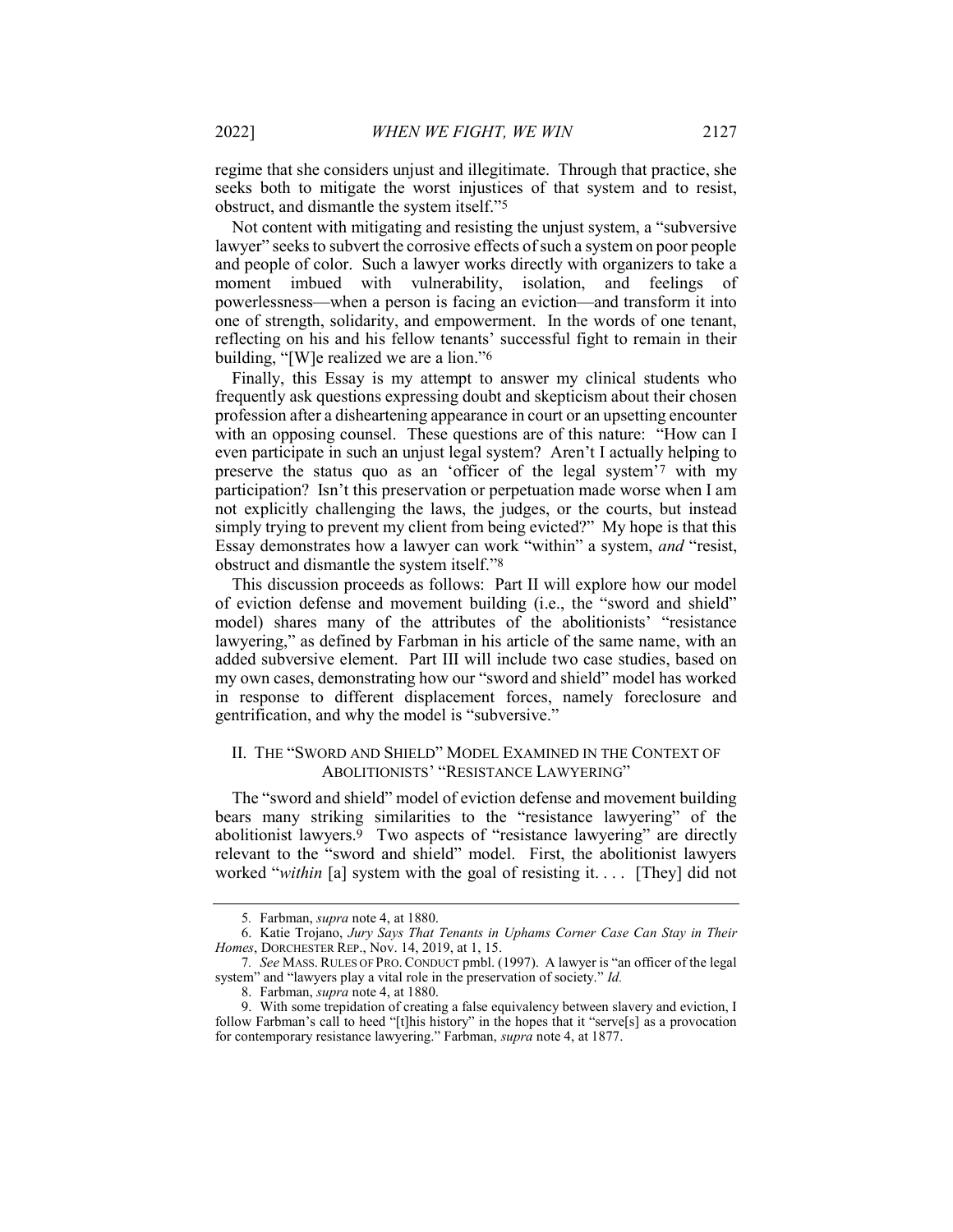regime that she considers unjust and illegitimate. Through that practice, she seeks both to mitigate the worst injustices of that system and to resist, obstruct, and dismantle the system itself."[5]

Not content with mitigating and resisting the unjust system, a "subversive lawyer" seeks to subvert the corrosive effects of such a system on poor people and people of color. Such a lawyer works directly with organizers to take a moment imbued with vulnerability, isolation, and feelings of powerlessness—when a person is facing an eviction—and transform it into one of strength, solidarity, and empowerment. In the words of one tenant, reflecting on his and his fellow tenants' successful fight to remain in their building, "[W]e realized we are a lion."[6]

Finally, this Essay is my attempt to answer my clinical students who frequently ask questions expressing doubt and skepticism about their chosen profession after a disheartening appearance in court or an upsetting encounter with an opposing counsel. These questions are of this nature: "How can I even participate in such an unjust legal system? Aren't I actually helping to preserve the status quo as an 'officer of the legal system'[7] with my participation? Isn't this preservation or perpetuation made worse when I am not explicitly challenging the laws, the judges, or the courts, but instead simply trying to prevent my client from being evicted?" My hope is that this Essay demonstrates how a lawyer can work "within" a system, *and* "resist, obstruct and dismantle the system itself."[8]

This discussion proceeds as follows: Part II will explore how our model of eviction defense and movement building (i.e., the "sword and shield" model) shares many of the attributes of the abolitionists' "resistance lawyering," as defined by Farbman in his article of the same name, with an added subversive element. Part III will include two case studies, based on my own cases, demonstrating how our "sword and shield" model has worked in response to different displacement forces, namely foreclosure and gentrification, and why the model is "subversive."

## II. THE "SWORD AND SHIELD" MODEL EXAMINED IN THE CONTEXT OF ABOLITIONISTS' "RESISTANCE LAWYERING"

The "sword and shield" model of eviction defense and movement building bears many striking similarities to the "resistance lawyering" of the abolitionist lawyers.[9] Two aspects of "resistance lawyering" are directly relevant to the "sword and shield" model. First, the abolitionist lawyers worked "*within* [a] system with the goal of resisting it. . . . [They] did not

---

5. Farbman, *supra* note 4, at 1880.

6. Katie Trojano, *Jury Says That Tenants in Uphams Corner Case Can Stay in Their Homes*, DORCHESTER REP., Nov. 14, 2019, at 1, 15.

7. *See* MASS. RULES OF PRO. CONDUCT pmbl. (1997). A lawyer is "an officer of the legal system" and "lawyers play a vital role in the preservation of society." *Id.*

8. Farbman, *supra* note 4, at 1880.

9. With some trepidation of creating a false equivalency between slavery and eviction, I follow Farbman's call to heed "[t]his history" in the hopes that it "serve[s] as a provocation for contemporary resistance lawyering." Farbman, *supra* note 4, at 1877.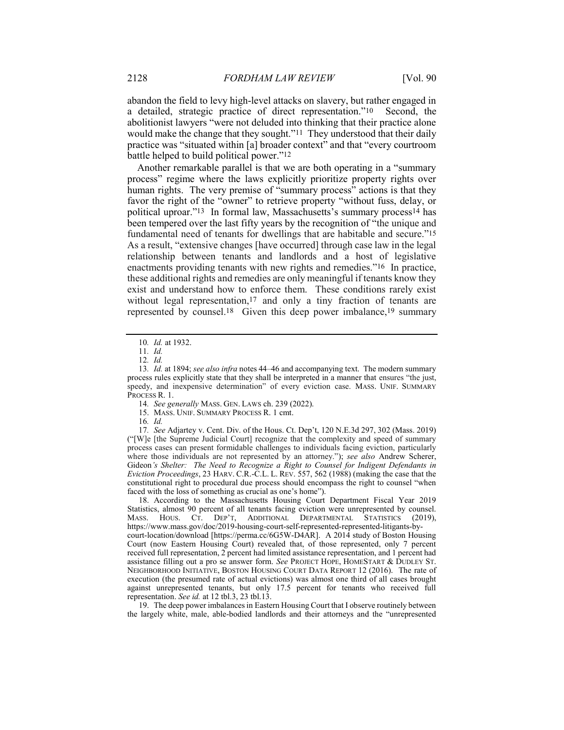abandon the field to levy high-level attacks on slavery, but rather engaged in a detailed, strategic practice of direct representation."[10] Second, the abolitionist lawyers "were not deluded into thinking that their practice alone would make the change that they sought."[11] They understood that their daily practice was "situated within [a] broader context" and that "every courtroom battle helped to build political power."[12]

Another remarkable parallel is that we are both operating in a "summary process" regime where the laws explicitly prioritize property rights over human rights. The very premise of "summary process" actions is that they favor the right of the "owner" to retrieve property "without fuss, delay, or political uproar."[13] In formal law, Massachusetts's summary process[14] has been tempered over the last fifty years by the recognition of "the unique and fundamental need of tenants for dwellings that are habitable and secure."[15] As a result, "extensive changes [have occurred] through case law in the legal relationship between tenants and landlords and a host of legislative enactments providing tenants with new rights and remedies."[16] In practice, these additional rights and remedies are only meaningful if tenants know they exist and understand how to enforce them. These conditions rarely exist without legal representation,[17] and only a tiny fraction of tenants are represented by counsel.[18] Given this deep power imbalance,[19] summary

---

10. *Id.* at 1932.

11. *Id.*

12. *Id.*

13. *Id.* at 1894; *see also infra* notes 44–46 and accompanying text. The modern summary process rules explicitly state that they shall be interpreted in a manner that ensures "the just, speedy, and inexpensive determination" of every eviction case. MASS. UNIF. SUMMARY PROCESS R. 1.

14. *See generally* MASS. GEN. LAWS ch. 239 (2022).

15. MASS. UNIF. SUMMARY PROCESS R. 1 cmt.

16. *Id.*

17. *See* Adjartey v. Cent. Div. of the Hous. Ct. Dep't, 120 N.E.3d 297, 302 (Mass. 2019) ("[W]e [the Supreme Judicial Court] recognize that the complexity and speed of summary process cases can present formidable challenges to individuals facing eviction, particularly where those individuals are not represented by an attorney."); *see also* Andrew Scherer, Gideon*'s Shelter: The Need to Recognize a Right to Counsel for Indigent Defendants in Eviction Proceedings*, 23 HARV. C.R.-C.L. L. REV. 557, 562 (1988) (making the case that the constitutional right to procedural due process should encompass the right to counsel "when faced with the loss of something as crucial as one's home").

18. According to the Massachusetts Housing Court Department Fiscal Year 2019 Statistics, almost 90 percent of all tenants facing eviction were unrepresented by counsel. MASS. HOUS. CT. DEP'T, ADDITIONAL DEPARTMENTAL STATISTICS (2019), https://www.mass.gov/doc/2019-housing-court-self-represented-represented-litigants-by-court-location/download [https://perma.cc/6G5W-D4AR]. A 2014 study of Boston Housing Court (now Eastern Housing Court) revealed that, of those represented, only 7 percent received full representation, 2 percent had limited assistance representation, and 1 percent had assistance filling out a pro se answer form. *See* PROJECT HOPE, HOMESTART & DUDLEY ST. NEIGHBORHOOD INITIATIVE, BOSTON HOUSING COURT DATA REPORT 12 (2016). The rate of execution (the presumed rate of actual evictions) was almost one third of all cases brought against unrepresented tenants, but only 17.5 percent for tenants who received full representation. *See id.* at 12 tbl.3, 23 tbl.13.

19. The deep power imbalances in Eastern Housing Court that I observe routinely between the largely white, male, able-bodied landlords and their attorneys and the "unrepresented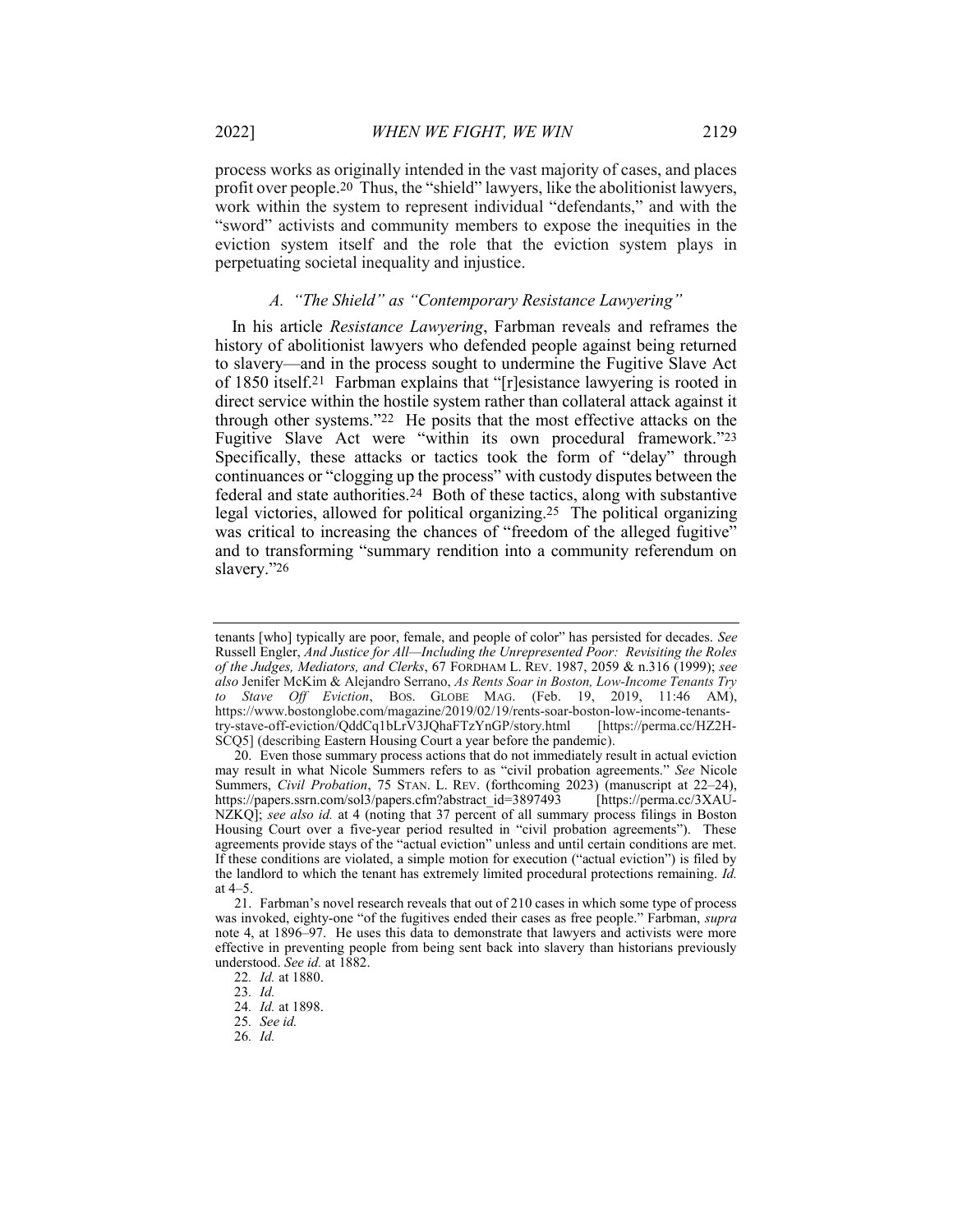process works as originally intended in the vast majority of cases, and places profit over people.[20] Thus, the "shield" lawyers, like the abolitionist lawyers, work within the system to represent individual "defendants," and with the "sword" activists and community members to expose the inequities in the eviction system itself and the role that the eviction system plays in perpetuating societal inequality and injustice.

### *A. "The Shield" as "Contemporary Resistance Lawyering"*

In his article *Resistance Lawyering*, Farbman reveals and reframes the history of abolitionist lawyers who defended people against being returned to slavery—and in the process sought to undermine the Fugitive Slave Act of 1850 itself.[21] Farbman explains that "[r]esistance lawyering is rooted in direct service within the hostile system rather than collateral attack against it through other systems."[22] He posits that the most effective attacks on the Fugitive Slave Act were "within its own procedural framework."[23] Specifically, these attacks or tactics took the form of "delay" through continuances or "clogging up the process" with custody disputes between the federal and state authorities.[24] Both of these tactics, along with substantive legal victories, allowed for political organizing.[25] The political organizing was critical to increasing the chances of "freedom of the alleged fugitive" and to transforming "summary rendition into a community referendum on slavery."[26]

---

tenants [who] typically are poor, female, and people of color" has persisted for decades. *See* Russell Engler, *And Justice for All—Including the Unrepresented Poor: Revisiting the Roles of the Judges, Mediators, and Clerks*, 67 FORDHAM L. REV. 1987, 2059 & n.316 (1999); *see also* Jenifer McKim & Alejandro Serrano, *As Rents Soar in Boston, Low-Income Tenants Try to Stave Off Eviction*, BOS. GLOBE MAG. (Feb. 19, 2019, 11:46 AM), https://www.bostonglobe.com/magazine/2019/02/19/rents-soar-boston-low-income-tenants-try-stave-off-eviction/QddCq1bLrV3JQhaFTzYnGP/story.html [https://perma.cc/HZ2H-SCQ5] (describing Eastern Housing Court a year before the pandemic).

20. Even those summary process actions that do not immediately result in actual eviction may result in what Nicole Summers refers to as "civil probation agreements." *See* Nicole Summers, *Civil Probation*, 75 STAN. L. REV. (forthcoming 2023) (manuscript at 22–24), https://papers.ssrn.com/sol3/papers.cfm?abstract_id=3897493 [https://perma.cc/3XAU-NZKQ]; *see also id.* at 4 (noting that 37 percent of all summary process filings in Boston Housing Court over a five-year period resulted in "civil probation agreements"). These agreements provide stays of the "actual eviction" unless and until certain conditions are met. If these conditions are violated, a simple motion for execution ("actual eviction") is filed by the landlord to which the tenant has extremely limited procedural protections remaining. *Id.* at 4–5.

21. Farbman's novel research reveals that out of 210 cases in which some type of process was invoked, eighty-one "of the fugitives ended their cases as free people." Farbman, *supra* note 4, at 1896–97. He uses this data to demonstrate that lawyers and activists were more effective in preventing people from being sent back into slavery than historians previously understood. *See id.* at 1882.

22. *Id.* at 1880.

23. *Id.*

24. *Id.* at 1898.

25. *See id.*

26. *Id.*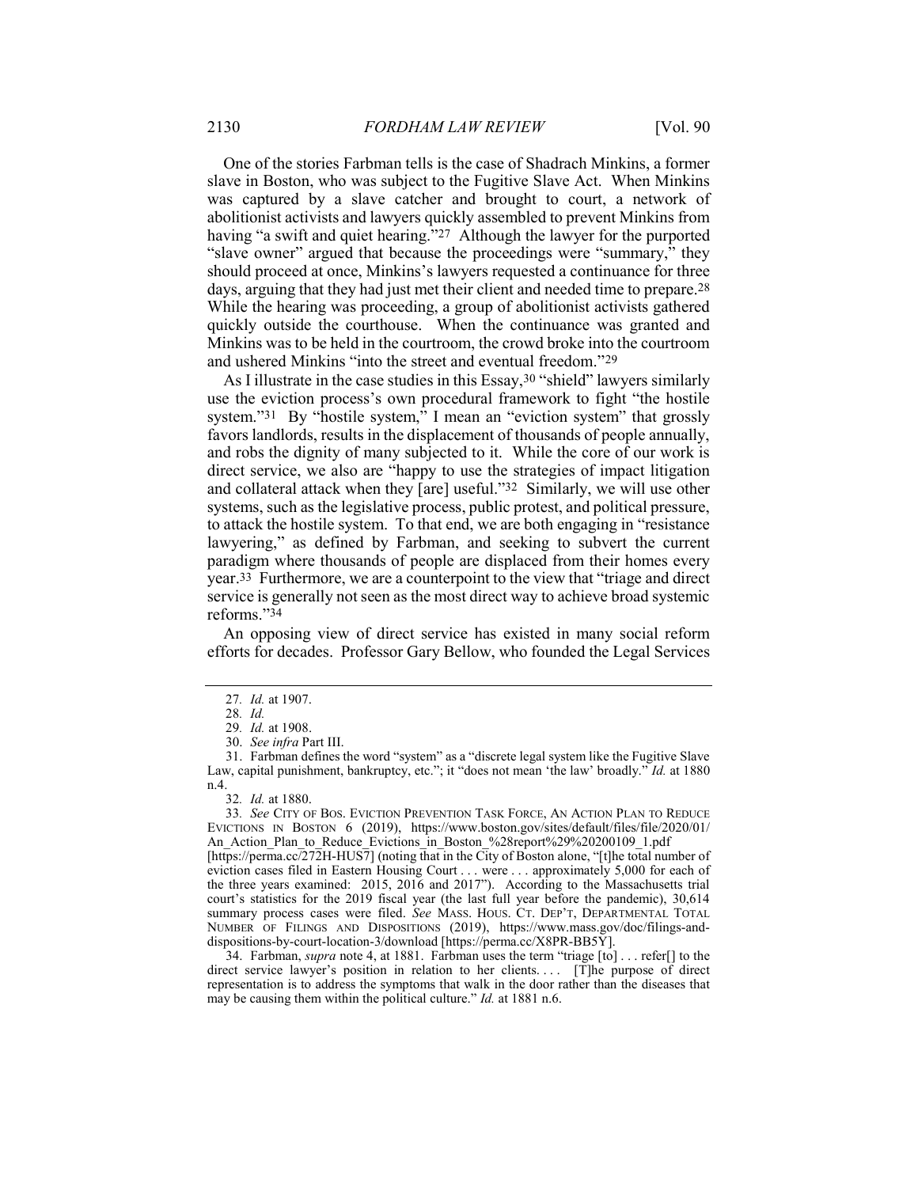One of the stories Farbman tells is the case of Shadrach Minkins, a former slave in Boston, who was subject to the Fugitive Slave Act. When Minkins was captured by a slave catcher and brought to court, a network of abolitionist activists and lawyers quickly assembled to prevent Minkins from having "a swift and quiet hearing."[27] Although the lawyer for the purported "slave owner" argued that because the proceedings were "summary," they should proceed at once, Minkins's lawyers requested a continuance for three days, arguing that they had just met their client and needed time to prepare.[28] While the hearing was proceeding, a group of abolitionist activists gathered quickly outside the courthouse. When the continuance was granted and Minkins was to be held in the courtroom, the crowd broke into the courtroom and ushered Minkins "into the street and eventual freedom."[29]

As I illustrate in the case studies in this Essay,[30] "shield" lawyers similarly use the eviction process's own procedural framework to fight "the hostile system."[31] By "hostile system," I mean an "eviction system" that grossly favors landlords, results in the displacement of thousands of people annually, and robs the dignity of many subjected to it. While the core of our work is direct service, we also are "happy to use the strategies of impact litigation and collateral attack when they [are] useful."[32] Similarly, we will use other systems, such as the legislative process, public protest, and political pressure, to attack the hostile system. To that end, we are both engaging in "resistance lawyering," as defined by Farbman, and seeking to subvert the current paradigm where thousands of people are displaced from their homes every year.[33] Furthermore, we are a counterpoint to the view that "triage and direct service is generally not seen as the most direct way to achieve broad systemic reforms."[34]

An opposing view of direct service has existed in many social reform efforts for decades. Professor Gary Bellow, who founded the Legal Services

---

27. *Id.* at 1907.

28. *Id.*

29. *Id.* at 1908.

30. *See infra* Part III.

31. Farbman defines the word "system" as a "discrete legal system like the Fugitive Slave Law, capital punishment, bankruptcy, etc."; it "does not mean 'the law' broadly." *Id.* at 1880 n.4.

32. *Id.* at 1880.

33. *See* CITY OF BOS. EVICTION PREVENTION TASK FORCE, AN ACTION PLAN TO REDUCE EVICTIONS IN BOSTON 6 (2019), https://www.boston.gov/sites/default/files/file/2020/01/An_Action_Plan_to_Reduce_Evictions_in_Boston_%28report%29%20200109_1.pdf [https://perma.cc/272H-HUS7] (noting that in the City of Boston alone, "[t]he total number of eviction cases filed in Eastern Housing Court . . . were . . . approximately 5,000 for each of the three years examined: 2015, 2016 and 2017"). According to the Massachusetts trial court's statistics for the 2019 fiscal year (the last full year before the pandemic), 30,614 summary process cases were filed. *See* MASS. HOUS. CT. DEP'T, DEPARTMENTAL TOTAL NUMBER OF FILINGS AND DISPOSITIONS (2019), https://www.mass.gov/doc/filings-and-dispositions-by-court-location-3/download [https://perma.cc/X8PR-BB5Y].

34. Farbman, *supra* note 4, at 1881. Farbman uses the term "triage [to] . . . refer[] to the direct service lawyer's position in relation to her clients. . . . [T]he purpose of direct representation is to address the symptoms that walk in the door rather than the diseases that may be causing them within the political culture." *Id.* at 1881 n.6.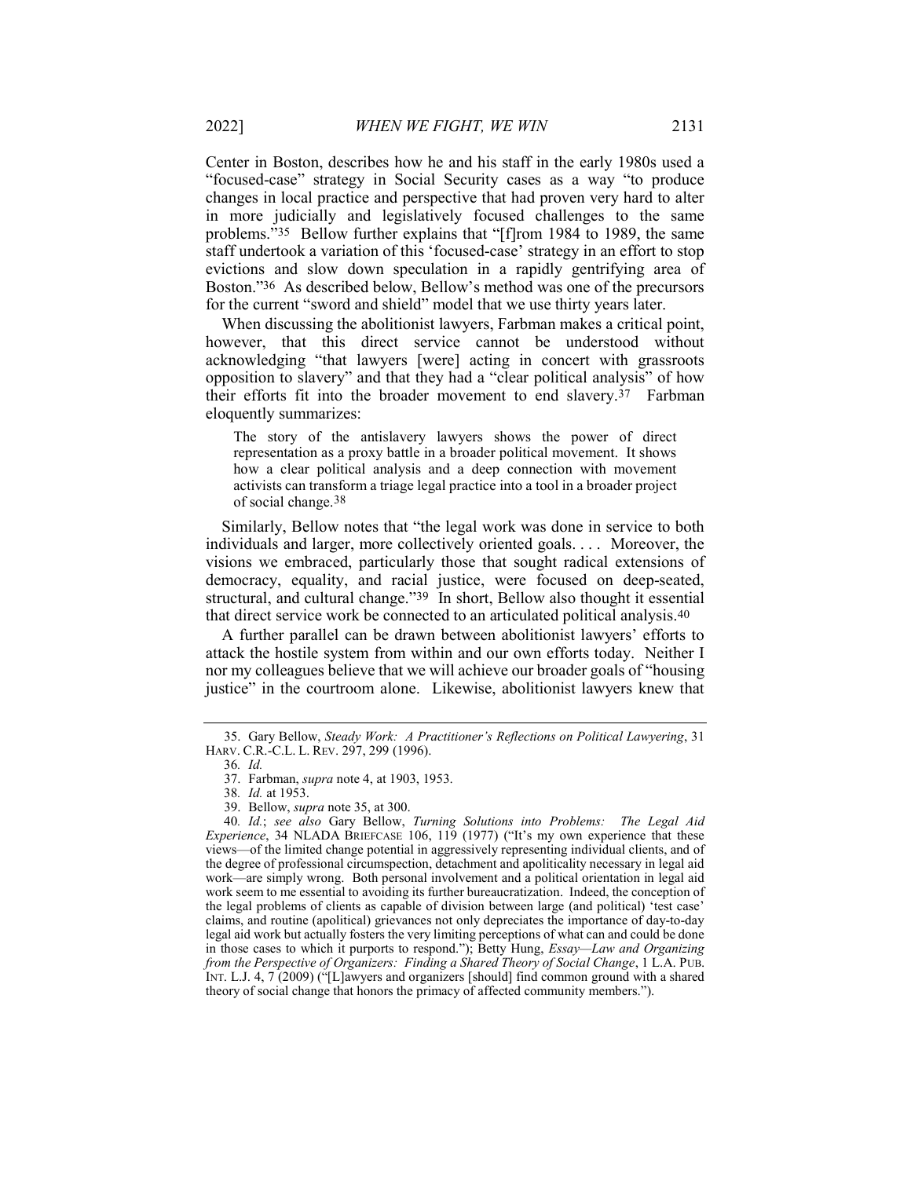Center in Boston, describes how he and his staff in the early 1980s used a "focused-case" strategy in Social Security cases as a way "to produce changes in local practice and perspective that had proven very hard to alter in more judicially and legislatively focused challenges to the same problems."[35] Bellow further explains that "[f]rom 1984 to 1989, the same staff undertook a variation of this 'focused-case' strategy in an effort to stop evictions and slow down speculation in a rapidly gentrifying area of Boston."[36] As described below, Bellow's method was one of the precursors for the current "sword and shield" model that we use thirty years later.

When discussing the abolitionist lawyers, Farbman makes a critical point, however, that this direct service cannot be understood without acknowledging "that lawyers [were] acting in concert with grassroots opposition to slavery" and that they had a "clear political analysis" of how their efforts fit into the broader movement to end slavery.[37] Farbman eloquently summarizes:

> The story of the antislavery lawyers shows the power of direct representation as a proxy battle in a broader political movement. It shows how a clear political analysis and a deep connection with movement activists can transform a triage legal practice into a tool in a broader project of social change.[38]

Similarly, Bellow notes that "the legal work was done in service to both individuals and larger, more collectively oriented goals. . . . Moreover, the visions we embraced, particularly those that sought radical extensions of democracy, equality, and racial justice, were focused on deep-seated, structural, and cultural change."[39] In short, Bellow also thought it essential that direct service work be connected to an articulated political analysis.[40]

A further parallel can be drawn between abolitionist lawyers' efforts to attack the hostile system from within and our own efforts today. Neither I nor my colleagues believe that we will achieve our broader goals of "housing justice" in the courtroom alone. Likewise, abolitionist lawyers knew that

---

35. Gary Bellow, *Steady Work: A Practitioner's Reflections on Political Lawyering*, 31 HARV. C.R.-C.L. L. REV. 297, 299 (1996).

36. *Id.*

37. Farbman, *supra* note 4, at 1903, 1953.

38. *Id.* at 1953.

39. Bellow, *supra* note 35, at 300.

40. *Id.*; *see also* Gary Bellow, *Turning Solutions into Problems: The Legal Aid Experience*, 34 NLADA BRIEFCASE 106, 119 (1977) ("It's my own experience that these views—of the limited change potential in aggressively representing individual clients, and of the degree of professional circumspection, detachment and apoliticality necessary in legal aid work—are simply wrong. Both personal involvement and a political orientation in legal aid work seem to me essential to avoiding its further bureaucratization. Indeed, the conception of the legal problems of clients as capable of division between large (and political) 'test case' claims, and routine (apolitical) grievances not only depreciates the importance of day-to-day legal aid work but actually fosters the very limiting perceptions of what can and could be done in those cases to which it purports to respond."); Betty Hung, *Essay—Law and Organizing from the Perspective of Organizers: Finding a Shared Theory of Social Change*, 1 L.A. PUB. INT. L.J. 4, 7 (2009) ("[L]awyers and organizers [should] find common ground with a shared theory of social change that honors the primacy of affected community members.").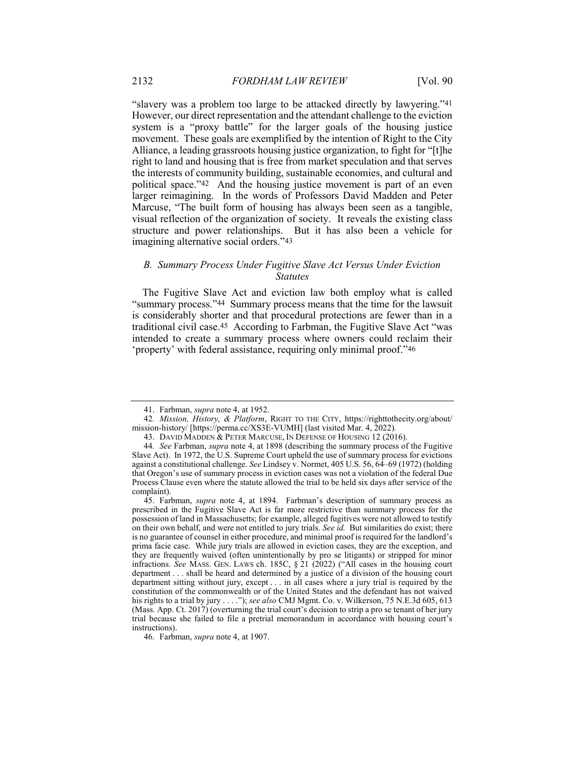"slavery was a problem too large to be attacked directly by lawyering."[41] However, our direct representation and the attendant challenge to the eviction system is a "proxy battle" for the larger goals of the housing justice movement. These goals are exemplified by the intention of Right to the City Alliance, a leading grassroots housing justice organization, to fight for "[t]he right to land and housing that is free from market speculation and that serves the interests of community building, sustainable economies, and cultural and political space."[42] And the housing justice movement is part of an even larger reimagining. In the words of Professors David Madden and Peter Marcuse, "The built form of housing has always been seen as a tangible, visual reflection of the organization of society. It reveals the existing class structure and power relationships. But it has also been a vehicle for imagining alternative social orders."[43]

### *B. Summary Process Under Fugitive Slave Act Versus Under Eviction Statutes*

The Fugitive Slave Act and eviction law both employ what is called "summary process."[44] Summary process means that the time for the lawsuit is considerably shorter and that procedural protections are fewer than in a traditional civil case.[45] According to Farbman, the Fugitive Slave Act "was intended to create a summary process where owners could reclaim their 'property' with federal assistance, requiring only minimal proof."[46]

---

41. Farbman, *supra* note 4, at 1952.

42. *Mission, History, & Platform*, RIGHT TO THE CITY, https://righttothecity.org/about/mission-history/ [https://perma.cc/XS3E-VUMH] (last visited Mar. 4, 2022).

43. DAVID MADDEN & PETER MARCUSE, IN DEFENSE OF HOUSING 12 (2016).

44. *See* Farbman, *supra* note 4, at 1898 (describing the summary process of the Fugitive Slave Act). In 1972, the U.S. Supreme Court upheld the use of summary process for evictions against a constitutional challenge. *See* Lindsey v. Normet, 405 U.S. 56, 64–69 (1972) (holding that Oregon's use of summary process in eviction cases was not a violation of the federal Due Process Clause even where the statute allowed the trial to be held six days after service of the complaint).

45. Farbman, *supra* note 4, at 1894. Farbman's description of summary process as prescribed in the Fugitive Slave Act is far more restrictive than summary process for the possession of land in Massachusetts; for example, alleged fugitives were not allowed to testify on their own behalf, and were not entitled to jury trials. *See id.* But similarities do exist; there is no guarantee of counsel in either procedure, and minimal proof is required for the landlord's prima facie case. While jury trials are allowed in eviction cases, they are the exception, and they are frequently waived (often unintentionally by pro se litigants) or stripped for minor infractions. *See* MASS. GEN. LAWS ch. 185C, § 21 (2022) ("All cases in the housing court department . . . shall be heard and determined by a justice of a division of the housing court department sitting without jury, except . . . in all cases where a jury trial is required by the constitution of the commonwealth or of the United States and the defendant has not waived his rights to a trial by jury . . . ."); *see also* CMJ Mgmt. Co. v. Wilkerson, 75 N.E.3d 605, 613 (Mass. App. Ct. 2017) (overturning the trial court's decision to strip a pro se tenant of her jury trial because she failed to file a pretrial memorandum in accordance with housing court's instructions).

46. Farbman, *supra* note 4, at 1907.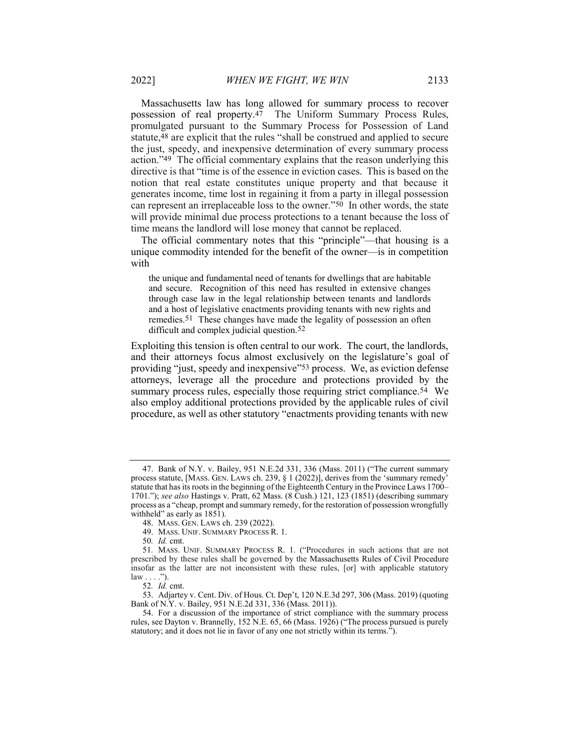Massachusetts law has long allowed for summary process to recover possession of real property.[47] The Uniform Summary Process Rules, promulgated pursuant to the Summary Process for Possession of Land statute,[48] are explicit that the rules "shall be construed and applied to secure the just, speedy, and inexpensive determination of every summary process action."[49] The official commentary explains that the reason underlying this directive is that "time is of the essence in eviction cases. This is based on the notion that real estate constitutes unique property and that because it generates income, time lost in regaining it from a party in illegal possession can represent an irreplaceable loss to the owner."[50] In other words, the state will provide minimal due process protections to a tenant because the loss of time means the landlord will lose money that cannot be replaced.

The official commentary notes that this "principle"—that housing is a unique commodity intended for the benefit of the owner—is in competition with

> the unique and fundamental need of tenants for dwellings that are habitable and secure. Recognition of this need has resulted in extensive changes through case law in the legal relationship between tenants and landlords and a host of legislative enactments providing tenants with new rights and remedies.[51] These changes have made the legality of possession an often difficult and complex judicial question.[52]

Exploiting this tension is often central to our work. The court, the landlords, and their attorneys focus almost exclusively on the legislature's goal of providing "just, speedy and inexpensive"[53] process. We, as eviction defense attorneys, leverage all the procedure and protections provided by the summary process rules, especially those requiring strict compliance.[54] We also employ additional protections provided by the applicable rules of civil procedure, as well as other statutory "enactments providing tenants with new

---

47. Bank of N.Y. v. Bailey, 951 N.E.2d 331, 336 (Mass. 2011) ("The current summary process statute, [MASS. GEN. LAWS ch. 239, § 1 (2022)], derives from the 'summary remedy' statute that has its roots in the beginning of the Eighteenth Century in the Province Laws 1700–1701."); *see also* Hastings v. Pratt, 62 Mass. (8 Cush.) 121, 123 (1851) (describing summary process as a "cheap, prompt and summary remedy, for the restoration of possession wrongfully withheld" as early as 1851).

48. MASS. GEN. LAWS ch. 239 (2022).

49. MASS. UNIF. SUMMARY PROCESS R. 1.

50. *Id.* cmt.

51. MASS. UNIF. SUMMARY PROCESS R. 1. ("Procedures in such actions that are not prescribed by these rules shall be governed by the Massachusetts Rules of Civil Procedure insofar as the latter are not inconsistent with these rules, [or] with applicable statutory law . . . .").

52. *Id.* cmt.

53. Adjartey v. Cent. Div. of Hous. Ct. Dep't, 120 N.E.3d 297, 306 (Mass. 2019) (quoting Bank of N.Y. v. Bailey, 951 N.E.2d 331, 336 (Mass. 2011)).

54. For a discussion of the importance of strict compliance with the summary process rules, see Dayton v. Brannelly, 152 N.E. 65, 66 (Mass. 1926) ("The process pursued is purely statutory; and it does not lie in favor of any one not strictly within its terms.").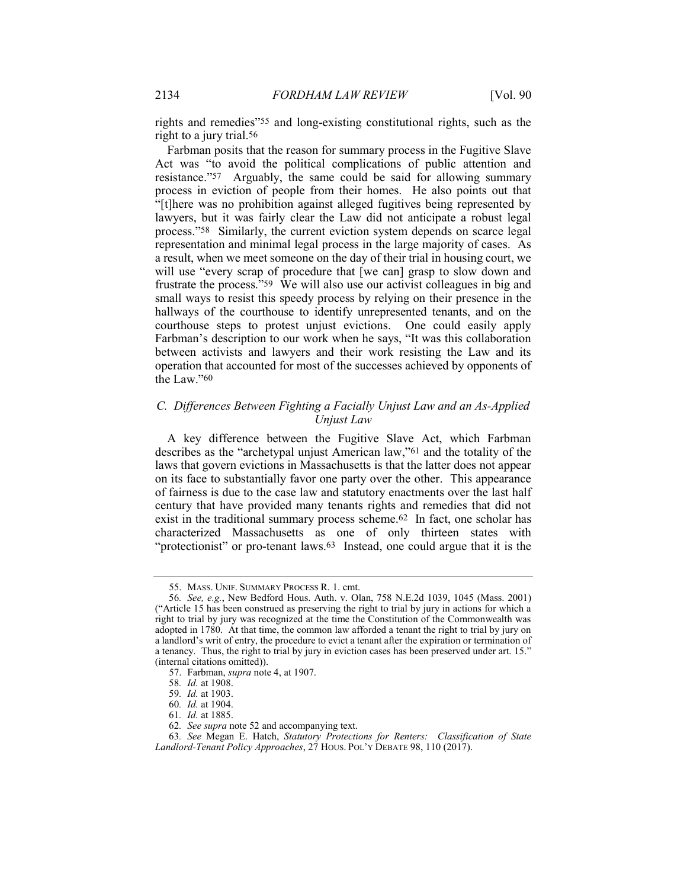rights and remedies"[55] and long-existing constitutional rights, such as the right to a jury trial.[56]

Farbman posits that the reason for summary process in the Fugitive Slave Act was "to avoid the political complications of public attention and resistance."[57] Arguably, the same could be said for allowing summary process in eviction of people from their homes. He also points out that "[t]here was no prohibition against alleged fugitives being represented by lawyers, but it was fairly clear the Law did not anticipate a robust legal process."[58] Similarly, the current eviction system depends on scarce legal representation and minimal legal process in the large majority of cases. As a result, when we meet someone on the day of their trial in housing court, we will use "every scrap of procedure that [we can] grasp to slow down and frustrate the process."[59] We will also use our activist colleagues in big and small ways to resist this speedy process by relying on their presence in the hallways of the courthouse to identify unrepresented tenants, and on the courthouse steps to protest unjust evictions. One could easily apply Farbman's description to our work when he says, "It was this collaboration between activists and lawyers and their work resisting the Law and its operation that accounted for most of the successes achieved by opponents of the Law."[60]

### *C. Differences Between Fighting a Facially Unjust Law and an As-Applied Unjust Law*

A key difference between the Fugitive Slave Act, which Farbman describes as the "archetypal unjust American law,"[61] and the totality of the laws that govern evictions in Massachusetts is that the latter does not appear on its face to substantially favor one party over the other. This appearance of fairness is due to the case law and statutory enactments over the last half century that have provided many tenants rights and remedies that did not exist in the traditional summary process scheme.[62] In fact, one scholar has characterized Massachusetts as one of only thirteen states with "protectionist" or pro-tenant laws.[63] Instead, one could argue that it is the

---

55. MASS. UNIF. SUMMARY PROCESS R. 1. cmt.

56. *See, e.g.*, New Bedford Hous. Auth. v. Olan, 758 N.E.2d 1039, 1045 (Mass. 2001) ("Article 15 has been construed as preserving the right to trial by jury in actions for which a right to trial by jury was recognized at the time the Constitution of the Commonwealth was adopted in 1780. At that time, the common law afforded a tenant the right to trial by jury on a landlord's writ of entry, the procedure to evict a tenant after the expiration or termination of a tenancy. Thus, the right to trial by jury in eviction cases has been preserved under art. 15." (internal citations omitted)).

57. Farbman, *supra* note 4, at 1907.

58. *Id.* at 1908.

59. *Id.* at 1903.

60. *Id.* at 1904.

61. *Id.* at 1885.

62. *See supra* note 52 and accompanying text.

63. *See* Megan E. Hatch, *Statutory Protections for Renters: Classification of State Landlord-Tenant Policy Approaches*, 27 HOUS. POL'Y DEBATE 98, 110 (2017).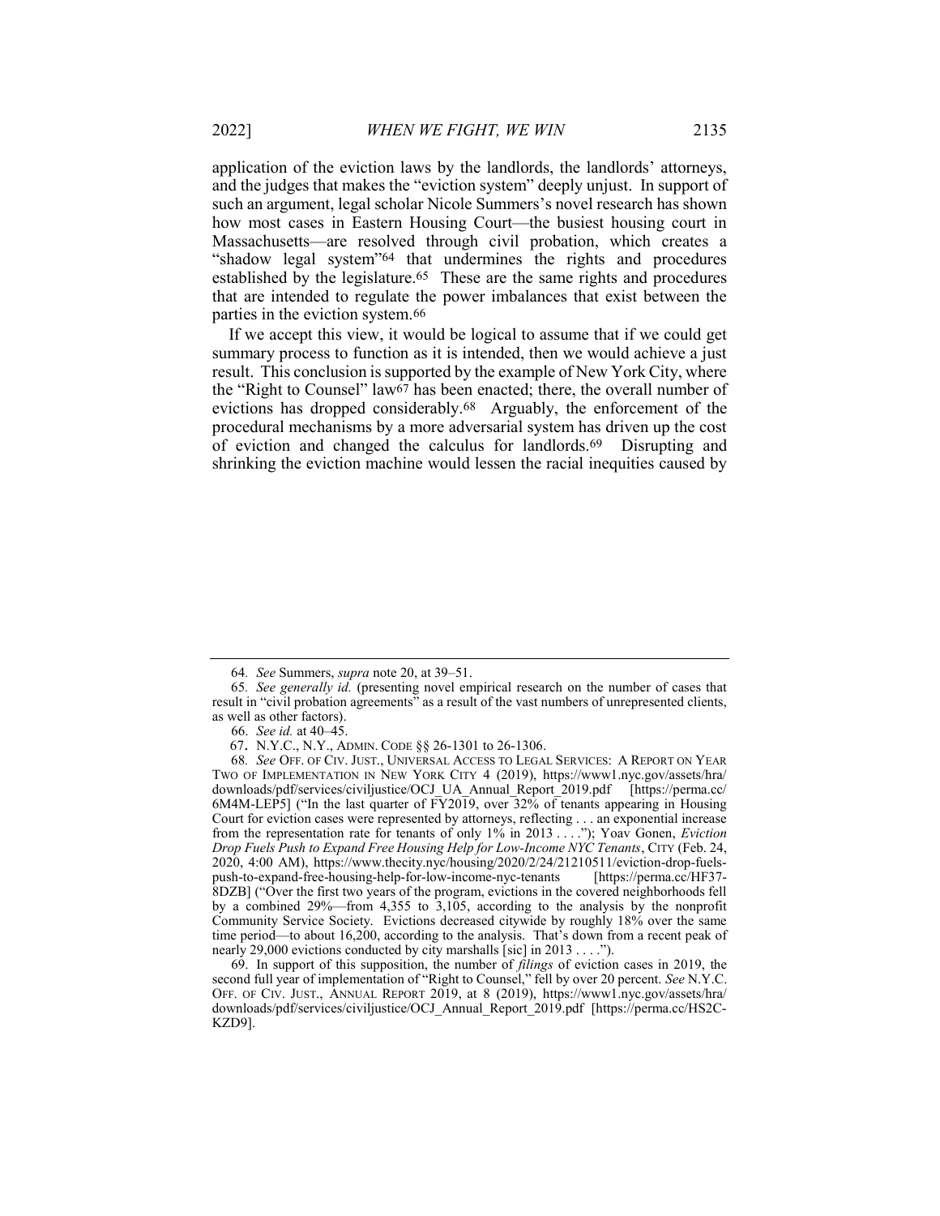application of the eviction laws by the landlords, the landlords' attorneys, and the judges that makes the "eviction system" deeply unjust. In support of such an argument, legal scholar Nicole Summers's novel research has shown how most cases in Eastern Housing Court—the busiest housing court in Massachusetts—are resolved through civil probation, which creates a "shadow legal system"[64] that undermines the rights and procedures established by the legislature.[65] These are the same rights and procedures that are intended to regulate the power imbalances that exist between the parties in the eviction system.[66]

If we accept this view, it would be logical to assume that if we could get summary process to function as it is intended, then we would achieve a just result. This conclusion is supported by the example of New York City, where the "Right to Counsel" law[67] has been enacted; there, the overall number of evictions has dropped considerably.[68] Arguably, the enforcement of the procedural mechanisms by a more adversarial system has driven up the cost of eviction and changed the calculus for landlords.[69] Disrupting and shrinking the eviction machine would lessen the racial inequities caused by

---

64. *See* Summers, *supra* note 20, at 39–51.

65. *See generally id.* (presenting novel empirical research on the number of cases that result in "civil probation agreements" as a result of the vast numbers of unrepresented clients, as well as other factors).

66. *See id.* at 40–45.

67. N.Y.C., N.Y., ADMIN. CODE §§ 26-1301 to 26-1306.

68. *See* OFF. OF CIV. JUST., UNIVERSAL ACCESS TO LEGAL SERVICES: A REPORT ON YEAR TWO OF IMPLEMENTATION IN NEW YORK CITY 4 (2019), https://www1.nyc.gov/assets/hra/downloads/pdf/services/civiljustice/OCJ_UA_Annual_Report_2019.pdf [https://perma.cc/6M4M-LEP5] ("In the last quarter of FY2019, over 32% of tenants appearing in Housing Court for eviction cases were represented by attorneys, reflecting . . . an exponential increase from the representation rate for tenants of only 1% in 2013 . . . ."); Yoav Gonen, *Eviction Drop Fuels Push to Expand Free Housing Help for Low-Income NYC Tenants*, CITY (Feb. 24, 2020, 4:00 AM), https://www.thecity.nyc/housing/2020/2/24/21210511/eviction-drop-fuels-push-to-expand-free-housing-help-for-low-income-nyc-tenants [https://perma.cc/HF37-8DZB] ("Over the first two years of the program, evictions in the covered neighborhoods fell by a combined 29%—from 4,355 to 3,105, according to the analysis by the nonprofit Community Service Society. Evictions decreased citywide by roughly 18% over the same time period—to about 16,200, according to the analysis. That's down from a recent peak of nearly 29,000 evictions conducted by city marshalls [sic] in 2013 . . . .").

69. In support of this supposition, the number of *filings* of eviction cases in 2019, the second full year of implementation of "Right to Counsel," fell by over 20 percent. *See* N.Y.C. OFF. OF CIV. JUST., ANNUAL REPORT 2019, at 8 (2019), https://www1.nyc.gov/assets/hra/downloads/pdf/services/civiljustice/OCJ_Annual_Report_2019.pdf [https://perma.cc/HS2C-KZD9].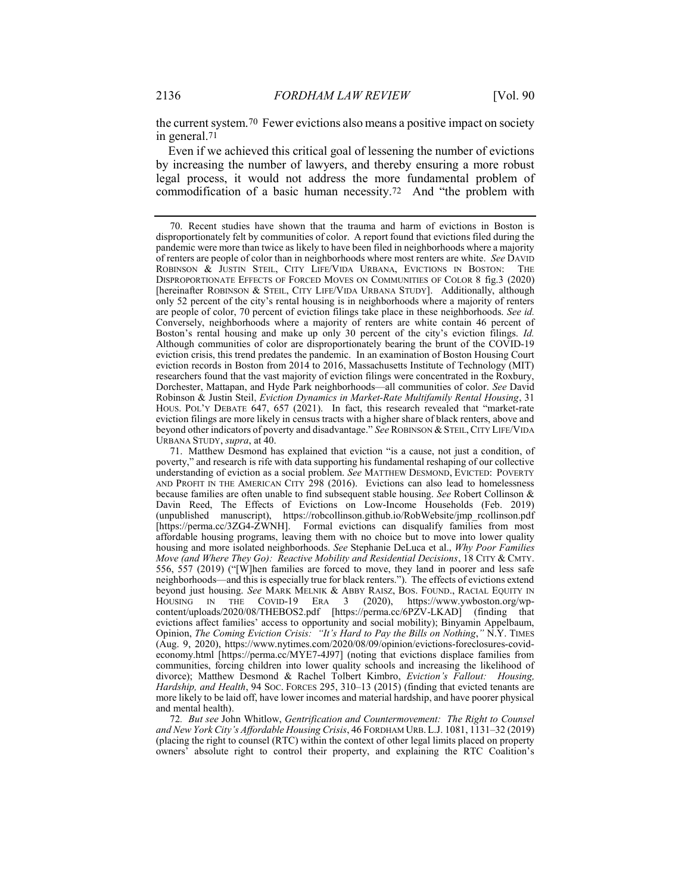the current system.[70] Fewer evictions also means a positive impact on society in general.[71]

Even if we achieved this critical goal of lessening the number of evictions by increasing the number of lawyers, and thereby ensuring a more robust legal process, it would not address the more fundamental problem of commodification of a basic human necessity.[72] And "the problem with

---

70. Recent studies have shown that the trauma and harm of evictions in Boston is disproportionately felt by communities of color. A report found that evictions filed during the pandemic were more than twice as likely to have been filed in neighborhoods where a majority of renters are people of color than in neighborhoods where most renters are white. *See* DAVID ROBINSON & JUSTIN STEIL, CITY LIFE/VIDA URBANA, EVICTIONS IN BOSTON: THE DISPROPORTIONATE EFFECTS OF FORCED MOVES ON COMMUNITIES OF COLOR 8 fig.3 (2020) [hereinafter ROBINSON & STEIL, CITY LIFE/VIDA URBANA STUDY]. Additionally, although only 52 percent of the city's rental housing is in neighborhoods where a majority of renters are people of color, 70 percent of eviction filings take place in these neighborhoods. *See id.* Conversely, neighborhoods where a majority of renters are white contain 46 percent of Boston's rental housing and make up only 30 percent of the city's eviction filings. *Id.* Although communities of color are disproportionately bearing the brunt of the COVID-19 eviction crisis, this trend predates the pandemic. In an examination of Boston Housing Court eviction records in Boston from 2014 to 2016, Massachusetts Institute of Technology (MIT) researchers found that the vast majority of eviction filings were concentrated in the Roxbury, Dorchester, Mattapan, and Hyde Park neighborhoods—all communities of color. *See* David Robinson & Justin Steil, *Eviction Dynamics in Market-Rate Multifamily Rental Housing*, 31 HOUS. POL'Y DEBATE 647, 657 (2021). In fact, this research revealed that "market-rate eviction filings are more likely in census tracts with a higher share of black renters, above and beyond other indicators of poverty and disadvantage." *See* ROBINSON & STEIL, CITY LIFE/VIDA URBANA STUDY, *supra*, at 40.

71. Matthew Desmond has explained that eviction "is a cause, not just a condition, of poverty," and research is rife with data supporting his fundamental reshaping of our collective understanding of eviction as a social problem. *See* MATTHEW DESMOND, EVICTED: POVERTY AND PROFIT IN THE AMERICAN CITY 298 (2016). Evictions can also lead to homelessness because families are often unable to find subsequent stable housing. *See* Robert Collinson & Davin Reed, The Effects of Evictions on Low-Income Households (Feb. 2019) (unpublished manuscript), https://robcollinson.github.io/RobWebsite/jmp_rcollinson.pdf [https://perma.cc/3ZG4-ZWNH]. Formal evictions can disqualify families from most affordable housing programs, leaving them with no choice but to move into lower quality housing and more isolated neighborhoods. *See* Stephanie DeLuca et al., *Why Poor Families Move (and Where They Go): Reactive Mobility and Residential Decisions*, 18 CITY & CMTY. 556, 557 (2019) ("[W]hen families are forced to move, they land in poorer and less safe neighborhoods—and this is especially true for black renters."). The effects of evictions extend beyond just housing. *See* MARK MELNIK & ABBY RAISZ, BOS. FOUND., RACIAL EQUITY IN HOUSING IN THE COVID-19 ERA 3 (2020), https://www.ywboston.org/wp-content/uploads/2020/08/THEBOS2.pdf [https://perma.cc/6PZV-LKAD] (finding that evictions affect families' access to opportunity and social mobility); Binyamin Appelbaum, Opinion, *The Coming Eviction Crisis: "It's Hard to Pay the Bills on Nothing*,*"* N.Y. TIMES (Aug. 9, 2020), https://www.nytimes.com/2020/08/09/opinion/evictions-foreclosures-covid-economy.html [https://perma.cc/MYE7-4J97] (noting that evictions displace families from communities, forcing children into lower quality schools and increasing the likelihood of divorce); Matthew Desmond & Rachel Tolbert Kimbro, *Eviction's Fallout: Housing, Hardship, and Health*, 94 SOC. FORCES 295, 310–13 (2015) (finding that evicted tenants are more likely to be laid off, have lower incomes and material hardship, and have poorer physical and mental health).

72. *But see* John Whitlow, *Gentrification and Countermovement: The Right to Counsel and New York City's Affordable Housing Crisis*, 46 FORDHAM URB. L.J. 1081, 1131–32 (2019) (placing the right to counsel (RTC) within the context of other legal limits placed on property owners' absolute right to control their property, and explaining the RTC Coalition's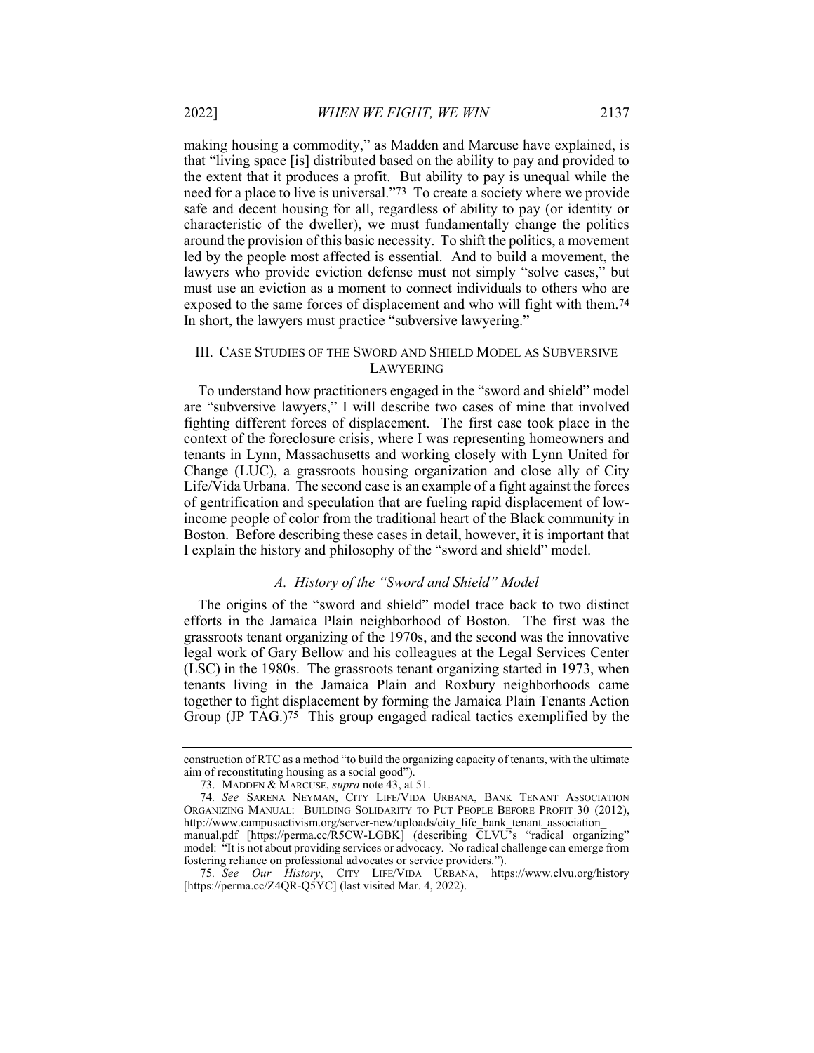making housing a commodity," as Madden and Marcuse have explained, is that "living space [is] distributed based on the ability to pay and provided to the extent that it produces a profit. But ability to pay is unequal while the need for a place to live is universal."[73] To create a society where we provide safe and decent housing for all, regardless of ability to pay (or identity or characteristic of the dweller), we must fundamentally change the politics around the provision of this basic necessity. To shift the politics, a movement led by the people most affected is essential. And to build a movement, the lawyers who provide eviction defense must not simply "solve cases," but must use an eviction as a moment to connect individuals to others who are exposed to the same forces of displacement and who will fight with them.[74] In short, the lawyers must practice "subversive lawyering."

## III. CASE STUDIES OF THE SWORD AND SHIELD MODEL AS SUBVERSIVE LAWYERING

To understand how practitioners engaged in the "sword and shield" model are "subversive lawyers," I will describe two cases of mine that involved fighting different forces of displacement. The first case took place in the context of the foreclosure crisis, where I was representing homeowners and tenants in Lynn, Massachusetts and working closely with Lynn United for Change (LUC), a grassroots housing organization and close ally of City Life/Vida Urbana. The second case is an example of a fight against the forces of gentrification and speculation that are fueling rapid displacement of low-income people of color from the traditional heart of the Black community in Boston. Before describing these cases in detail, however, it is important that I explain the history and philosophy of the "sword and shield" model.

### *A. History of the "Sword and Shield" Model*

The origins of the "sword and shield" model trace back to two distinct efforts in the Jamaica Plain neighborhood of Boston. The first was the grassroots tenant organizing of the 1970s, and the second was the innovative legal work of Gary Bellow and his colleagues at the Legal Services Center (LSC) in the 1980s. The grassroots tenant organizing started in 1973, when tenants living in the Jamaica Plain and Roxbury neighborhoods came together to fight displacement by forming the Jamaica Plain Tenants Action Group (JP TAG.)[75] This group engaged radical tactics exemplified by the

---

construction of RTC as a method "to build the organizing capacity of tenants, with the ultimate aim of reconstituting housing as a social good").

73. MADDEN & MARCUSE, *supra* note 43, at 51.

74. *See* SARENA NEYMAN, CITY LIFE/VIDA URBANA, BANK TENANT ASSOCIATION ORGANIZING MANUAL: BUILDING SOLIDARITY TO PUT PEOPLE BEFORE PROFIT 30 (2012), http://www.campusactivism.org/server-new/uploads/city_life_bank_tenant_association_manual.pdf [https://perma.cc/R5CW-LGBK] (describing CLVU's "radical organizing" model: "It is not about providing services or advocacy. No radical challenge can emerge from fostering reliance on professional advocates or service providers.").

75. *See Our History*, CITY LIFE/VIDA URBANA, https://www.clvu.org/history [https://perma.cc/Z4QR-Q5YC] (last visited Mar. 4, 2022).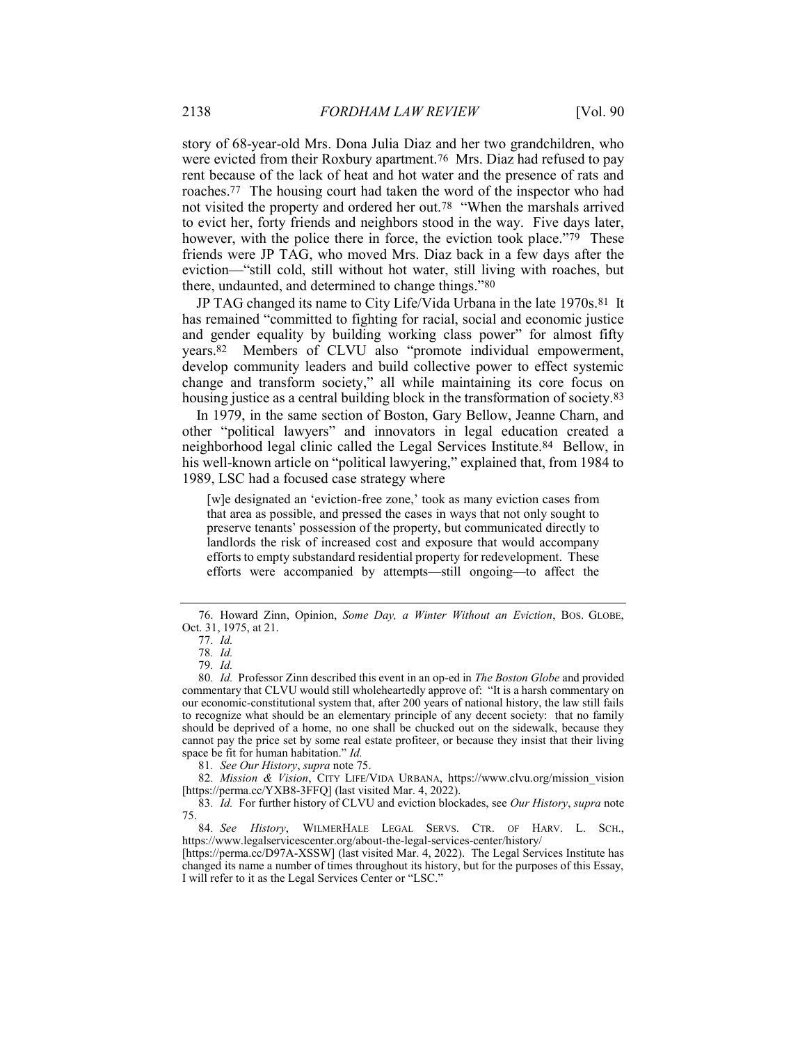story of 68-year-old Mrs. Dona Julia Diaz and her two grandchildren, who were evicted from their Roxbury apartment.[76] Mrs. Diaz had refused to pay rent because of the lack of heat and hot water and the presence of rats and roaches.[77] The housing court had taken the word of the inspector who had not visited the property and ordered her out.[78] "When the marshals arrived to evict her, forty friends and neighbors stood in the way. Five days later, however, with the police there in force, the eviction took place."[79] These friends were JP TAG, who moved Mrs. Diaz back in a few days after the eviction—"still cold, still without hot water, still living with roaches, but there, undaunted, and determined to change things."[80]

JP TAG changed its name to City Life/Vida Urbana in the late 1970s.[81] It has remained "committed to fighting for racial, social and economic justice and gender equality by building working class power" for almost fifty years.[82] Members of CLVU also "promote individual empowerment, develop community leaders and build collective power to effect systemic change and transform society," all while maintaining its core focus on housing justice as a central building block in the transformation of society.[83]

In 1979, in the same section of Boston, Gary Bellow, Jeanne Charn, and other "political lawyers" and innovators in legal education created a neighborhood legal clinic called the Legal Services Institute.[84] Bellow, in his well-known article on "political lawyering," explained that, from 1984 to 1989, LSC had a focused case strategy where

> [w]e designated an 'eviction-free zone,' took as many eviction cases from that area as possible, and pressed the cases in ways that not only sought to preserve tenants' possession of the property, but communicated directly to landlords the risk of increased cost and exposure that would accompany efforts to empty substandard residential property for redevelopment. These efforts were accompanied by attempts—still ongoing—to affect the

---

76. Howard Zinn, Opinion, *Some Day, a Winter Without an Eviction*, BOS. GLOBE, Oct. 31, 1975, at 21.

77. *Id.*

78. *Id.*

79. *Id.*

80. *Id.* Professor Zinn described this event in an op-ed in *The Boston Globe* and provided commentary that CLVU would still wholeheartedly approve of: "It is a harsh commentary on our economic-constitutional system that, after 200 years of national history, the law still fails to recognize what should be an elementary principle of any decent society: that no family should be deprived of a home, no one shall be chucked out on the sidewalk, because they cannot pay the price set by some real estate profiteer, or because they insist that their living space be fit for human habitation." *Id.*

81. *See Our History*, *supra* note 75.

82. *Mission & Vision*, CITY LIFE/VIDA URBANA, https://www.clvu.org/mission_vision [https://perma.cc/YXB8-3FFQ] (last visited Mar. 4, 2022).

83. *Id.* For further history of CLVU and eviction blockades, see *Our History*, *supra* note 75.

84. *See History*, WILMERHALE LEGAL SERVS. CTR. OF HARV. L. SCH., https://www.legalservicescenter.org/about-the-legal-services-center/history/ [https://perma.cc/D97A-XSSW] (last visited Mar. 4, 2022). The Legal Services Institute has changed its name a number of times throughout its history, but for the purposes of this Essay, I will refer to it as the Legal Services Center or "LSC."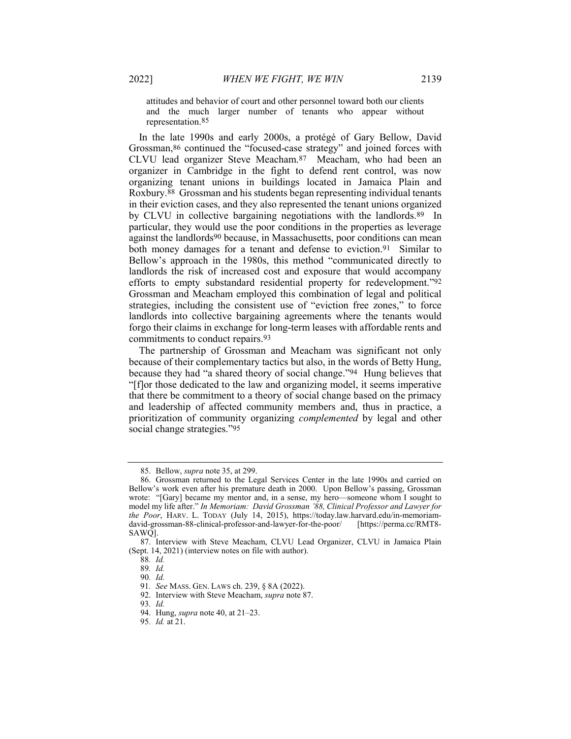attitudes and behavior of court and other personnel toward both our clients and the much larger number of tenants who appear without representation.[85]

In the late 1990s and early 2000s, a protégé of Gary Bellow, David Grossman,[86] continued the "focused-case strategy" and joined forces with CLVU lead organizer Steve Meacham.[87] Meacham, who had been an organizer in Cambridge in the fight to defend rent control, was now organizing tenant unions in buildings located in Jamaica Plain and Roxbury.[88] Grossman and his students began representing individual tenants in their eviction cases, and they also represented the tenant unions organized by CLVU in collective bargaining negotiations with the landlords.[89] In particular, they would use the poor conditions in the properties as leverage against the landlords[90] because, in Massachusetts, poor conditions can mean both money damages for a tenant and defense to eviction.[91] Similar to Bellow's approach in the 1980s, this method "communicated directly to landlords the risk of increased cost and exposure that would accompany efforts to empty substandard residential property for redevelopment."[92] Grossman and Meacham employed this combination of legal and political strategies, including the consistent use of "eviction free zones," to force landlords into collective bargaining agreements where the tenants would forgo their claims in exchange for long-term leases with affordable rents and commitments to conduct repairs.[93]

The partnership of Grossman and Meacham was significant not only because of their complementary tactics but also, in the words of Betty Hung, because they had "a shared theory of social change."[94] Hung believes that "[f]or those dedicated to the law and organizing model, it seems imperative that there be commitment to a theory of social change based on the primacy and leadership of affected community members and, thus in practice, a prioritization of community organizing *complemented* by legal and other social change strategies."[95]

---

85. Bellow, *supra* note 35, at 299.

86. Grossman returned to the Legal Services Center in the late 1990s and carried on Bellow's work even after his premature death in 2000. Upon Bellow's passing, Grossman wrote: "[Gary] became my mentor and, in a sense, my hero—someone whom I sought to model my life after." *In Memoriam: David Grossman '88, Clinical Professor and Lawyer for the Poor*, HARV. L. TODAY (July 14, 2015), https://today.law.harvard.edu/in-memoriam-david-grossman-88-clinical-professor-and-lawyer-for-the-poor/ [https://perma.cc/RMT8-SAWQ].

87. Interview with Steve Meacham, CLVU Lead Organizer, CLVU in Jamaica Plain (Sept. 14, 2021) (interview notes on file with author).

88. *Id.*

89. *Id.*

90. *Id.*

91. *See* MASS. GEN. LAWS ch. 239, § 8A (2022).

92. Interview with Steve Meacham, *supra* note 87.

93. *Id.*

94. Hung, *supra* note 40, at 21–23.

95. *Id.* at 21.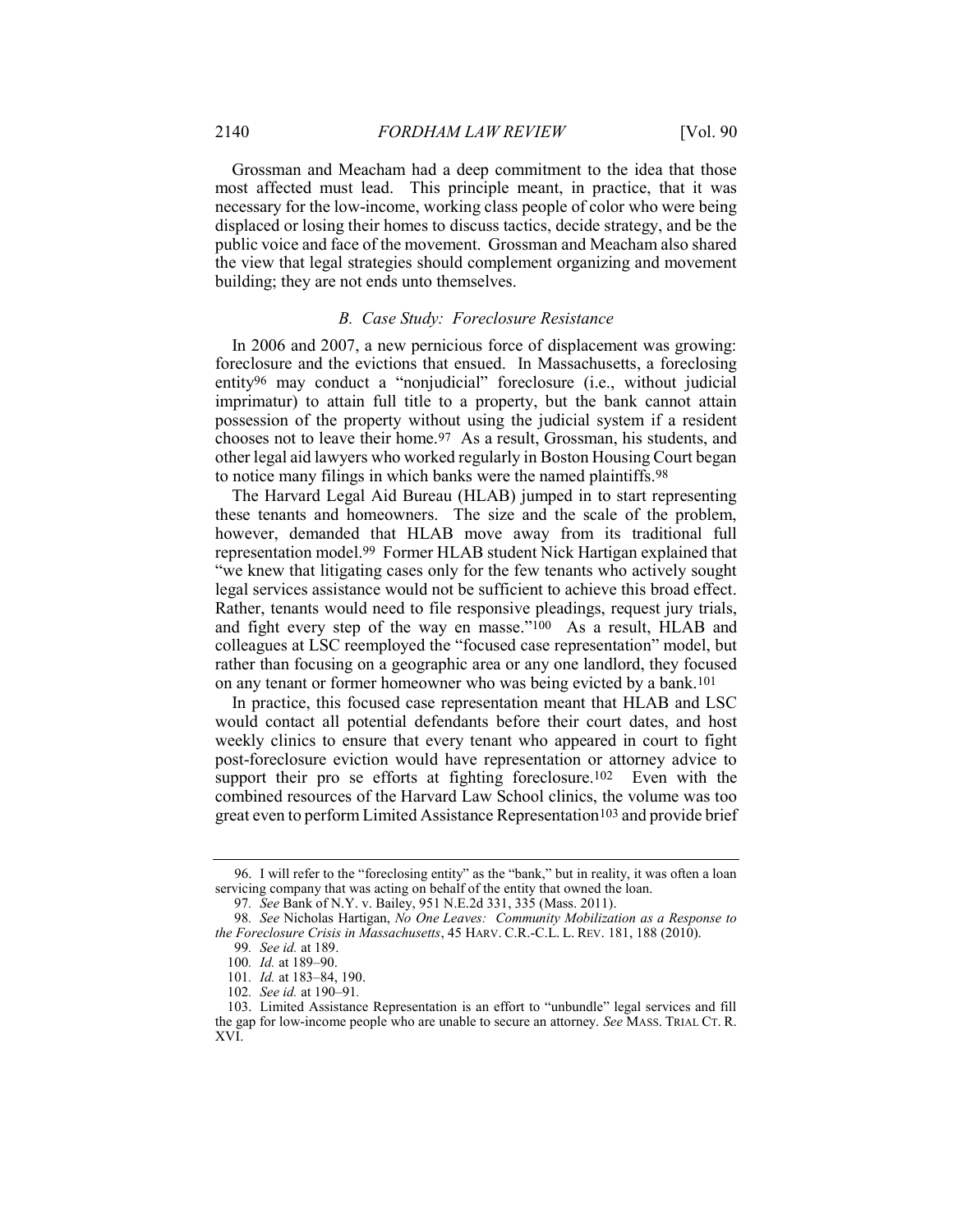Grossman and Meacham had a deep commitment to the idea that those most affected must lead. This principle meant, in practice, that it was necessary for the low-income, working class people of color who were being displaced or losing their homes to discuss tactics, decide strategy, and be the public voice and face of the movement. Grossman and Meacham also shared the view that legal strategies should complement organizing and movement building; they are not ends unto themselves.

### *B. Case Study: Foreclosure Resistance*

In 2006 and 2007, a new pernicious force of displacement was growing: foreclosure and the evictions that ensued. In Massachusetts, a foreclosing entity[96] may conduct a "nonjudicial" foreclosure (i.e., without judicial imprimatur) to attain full title to a property, but the bank cannot attain possession of the property without using the judicial system if a resident chooses not to leave their home.[97] As a result, Grossman, his students, and other legal aid lawyers who worked regularly in Boston Housing Court began to notice many filings in which banks were the named plaintiffs.[98]

The Harvard Legal Aid Bureau (HLAB) jumped in to start representing these tenants and homeowners. The size and the scale of the problem, however, demanded that HLAB move away from its traditional full representation model.[99] Former HLAB student Nick Hartigan explained that "we knew that litigating cases only for the few tenants who actively sought legal services assistance would not be sufficient to achieve this broad effect. Rather, tenants would need to file responsive pleadings, request jury trials, and fight every step of the way en masse."[100] As a result, HLAB and colleagues at LSC reemployed the "focused case representation" model, but rather than focusing on a geographic area or any one landlord, they focused on any tenant or former homeowner who was being evicted by a bank.[101]

In practice, this focused case representation meant that HLAB and LSC would contact all potential defendants before their court dates, and host weekly clinics to ensure that every tenant who appeared in court to fight post-foreclosure eviction would have representation or attorney advice to support their pro se efforts at fighting foreclosure.[102] Even with the combined resources of the Harvard Law School clinics, the volume was too great even to perform Limited Assistance Representation[103] and provide brief

---

96. I will refer to the "foreclosing entity" as the "bank," but in reality, it was often a loan servicing company that was acting on behalf of the entity that owned the loan.

97. *See* Bank of N.Y. v. Bailey, 951 N.E.2d 331, 335 (Mass. 2011).

98. *See* Nicholas Hartigan, *No One Leaves: Community Mobilization as a Response to the Foreclosure Crisis in Massachusetts*, 45 HARV. C.R.-C.L. L. REV. 181, 188 (2010).

99. *See id.* at 189.

100. *Id.* at 189–90.

101. *Id.* at 183–84, 190.

102. *See id.* at 190–91.

103. Limited Assistance Representation is an effort to "unbundle" legal services and fill the gap for low-income people who are unable to secure an attorney. *See* MASS. TRIAL CT. R. XVI.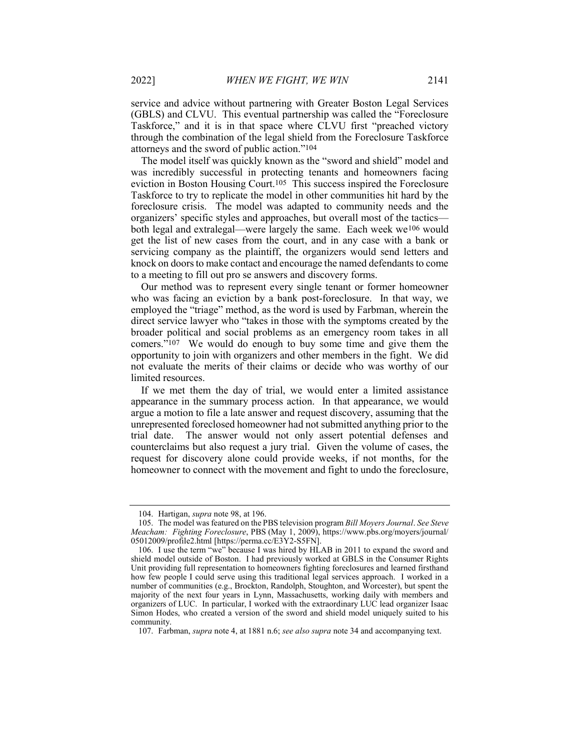service and advice without partnering with Greater Boston Legal Services (GBLS) and CLVU. This eventual partnership was called the "Foreclosure Taskforce," and it is in that space where CLVU first "preached victory through the combination of the legal shield from the Foreclosure Taskforce attorneys and the sword of public action."[104]

The model itself was quickly known as the "sword and shield" model and was incredibly successful in protecting tenants and homeowners facing eviction in Boston Housing Court.[105] This success inspired the Foreclosure Taskforce to try to replicate the model in other communities hit hard by the foreclosure crisis. The model was adapted to community needs and the organizers' specific styles and approaches, but overall most of the tactics—both legal and extralegal—were largely the same. Each week we[106] would get the list of new cases from the court, and in any case with a bank or servicing company as the plaintiff, the organizers would send letters and knock on doors to make contact and encourage the named defendants to come to a meeting to fill out pro se answers and discovery forms.

Our method was to represent every single tenant or former homeowner who was facing an eviction by a bank post-foreclosure. In that way, we employed the "triage" method, as the word is used by Farbman, wherein the direct service lawyer who "takes in those with the symptoms created by the broader political and social problems as an emergency room takes in all comers."[107] We would do enough to buy some time and give them the opportunity to join with organizers and other members in the fight. We did not evaluate the merits of their claims or decide who was worthy of our limited resources.

If we met them the day of trial, we would enter a limited assistance appearance in the summary process action. In that appearance, we would argue a motion to file a late answer and request discovery, assuming that the unrepresented foreclosed homeowner had not submitted anything prior to the trial date. The answer would not only assert potential defenses and counterclaims but also request a jury trial. Given the volume of cases, the request for discovery alone could provide weeks, if not months, for the homeowner to connect with the movement and fight to undo the foreclosure,

---

104. Hartigan, *supra* note 98, at 196.

105. The model was featured on the PBS television program *Bill Moyers Journal*. *See Steve Meacham: Fighting Foreclosure*, PBS (May 1, 2009), https://www.pbs.org/moyers/journal/05012009/profile2.html [https://perma.cc/E3Y2-S5FN].

106. I use the term "we" because I was hired by HLAB in 2011 to expand the sword and shield model outside of Boston. I had previously worked at GBLS in the Consumer Rights Unit providing full representation to homeowners fighting foreclosures and learned firsthand how few people I could serve using this traditional legal services approach. I worked in a number of communities (e.g., Brockton, Randolph, Stoughton, and Worcester), but spent the majority of the next four years in Lynn, Massachusetts, working daily with members and organizers of LUC. In particular, I worked with the extraordinary LUC lead organizer Isaac Simon Hodes, who created a version of the sword and shield model uniquely suited to his community.

107. Farbman, *supra* note 4, at 1881 n.6; *see also supra* note 34 and accompanying text.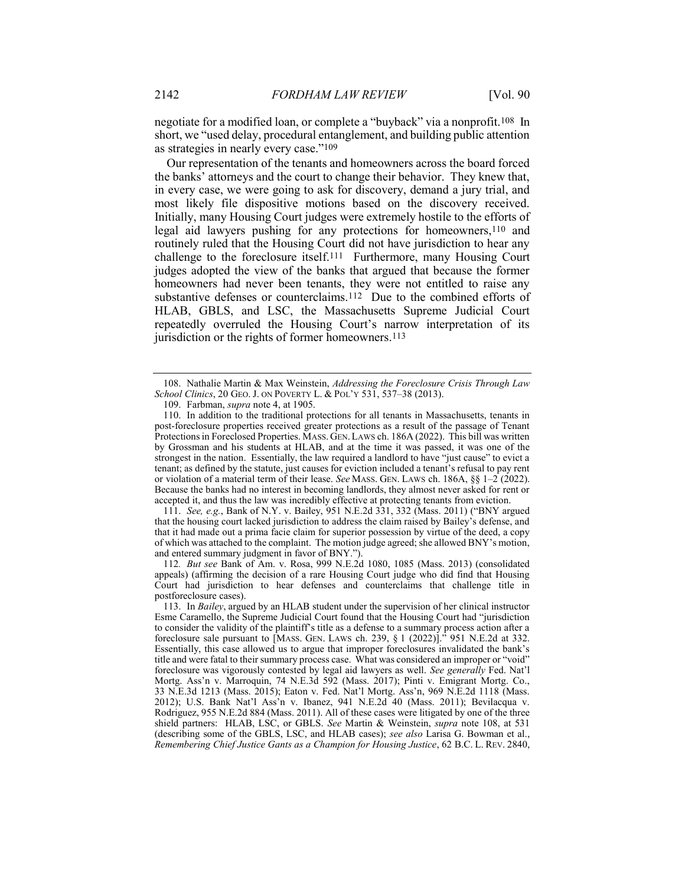negotiate for a modified loan, or complete a "buyback" via a nonprofit.[108] In short, we "used delay, procedural entanglement, and building public attention as strategies in nearly every case."[109]

Our representation of the tenants and homeowners across the board forced the banks' attorneys and the court to change their behavior. They knew that, in every case, we were going to ask for discovery, demand a jury trial, and most likely file dispositive motions based on the discovery received. Initially, many Housing Court judges were extremely hostile to the efforts of legal aid lawyers pushing for any protections for homeowners,[110] and routinely ruled that the Housing Court did not have jurisdiction to hear any challenge to the foreclosure itself.[111] Furthermore, many Housing Court judges adopted the view of the banks that argued that because the former homeowners had never been tenants, they were not entitled to raise any substantive defenses or counterclaims.[112] Due to the combined efforts of HLAB, GBLS, and LSC, the Massachusetts Supreme Judicial Court repeatedly overruled the Housing Court's narrow interpretation of its jurisdiction or the rights of former homeowners.[113]

---

108. Nathalie Martin & Max Weinstein, *Addressing the Foreclosure Crisis Through Law School Clinics*, 20 GEO. J. ON POVERTY L. & POL'Y 531, 537–38 (2013).

109. Farbman, *supra* note 4, at 1905.

110. In addition to the traditional protections for all tenants in Massachusetts, tenants in post-foreclosure properties received greater protections as a result of the passage of Tenant Protections in Foreclosed Properties. MASS. GEN. LAWS ch. 186A (2022). This bill was written by Grossman and his students at HLAB, and at the time it was passed, it was one of the strongest in the nation. Essentially, the law required a landlord to have "just cause" to evict a tenant; as defined by the statute, just causes for eviction included a tenant's refusal to pay rent or violation of a material term of their lease. *See* MASS. GEN. LAWS ch. 186A, §§ 1–2 (2022). Because the banks had no interest in becoming landlords, they almost never asked for rent or accepted it, and thus the law was incredibly effective at protecting tenants from eviction.

111. *See, e.g.*, Bank of N.Y. v. Bailey, 951 N.E.2d 331, 332 (Mass. 2011) ("BNY argued that the housing court lacked jurisdiction to address the claim raised by Bailey's defense, and that it had made out a prima facie claim for superior possession by virtue of the deed, a copy of which was attached to the complaint. The motion judge agreed; she allowed BNY's motion, and entered summary judgment in favor of BNY.").

112. *But see* Bank of Am. v. Rosa, 999 N.E.2d 1080, 1085 (Mass. 2013) (consolidated appeals) (affirming the decision of a rare Housing Court judge who did find that Housing Court had jurisdiction to hear defenses and counterclaims that challenge title in postforeclosure cases).

113. In *Bailey*, argued by an HLAB student under the supervision of her clinical instructor Esme Caramello, the Supreme Judicial Court found that the Housing Court had "jurisdiction to consider the validity of the plaintiff's title as a defense to a summary process action after a foreclosure sale pursuant to [MASS. GEN. LAWS ch. 239, § 1 (2022)]." 951 N.E.2d at 332. Essentially, this case allowed us to argue that improper foreclosures invalidated the bank's title and were fatal to their summary process case. What was considered an improper or "void" foreclosure was vigorously contested by legal aid lawyers as well. *See generally* Fed. Nat'l Mortg. Ass'n v. Marroquin, 74 N.E.3d 592 (Mass. 2017); Pinti v. Emigrant Mortg. Co., 33 N.E.3d 1213 (Mass. 2015); Eaton v. Fed. Nat'l Mortg. Ass'n, 969 N.E.2d 1118 (Mass. 2012); U.S. Bank Nat'l Ass'n v. Ibanez, 941 N.E.2d 40 (Mass. 2011); Bevilacqua v. Rodriguez, 955 N.E.2d 884 (Mass. 2011). All of these cases were litigated by one of the three shield partners: HLAB, LSC, or GBLS. *See* Martin & Weinstein, *supra* note 108, at 531 (describing some of the GBLS, LSC, and HLAB cases); *see also* Larisa G. Bowman et al., *Remembering Chief Justice Gants as a Champion for Housing Justice*, 62 B.C. L. REV. 2840,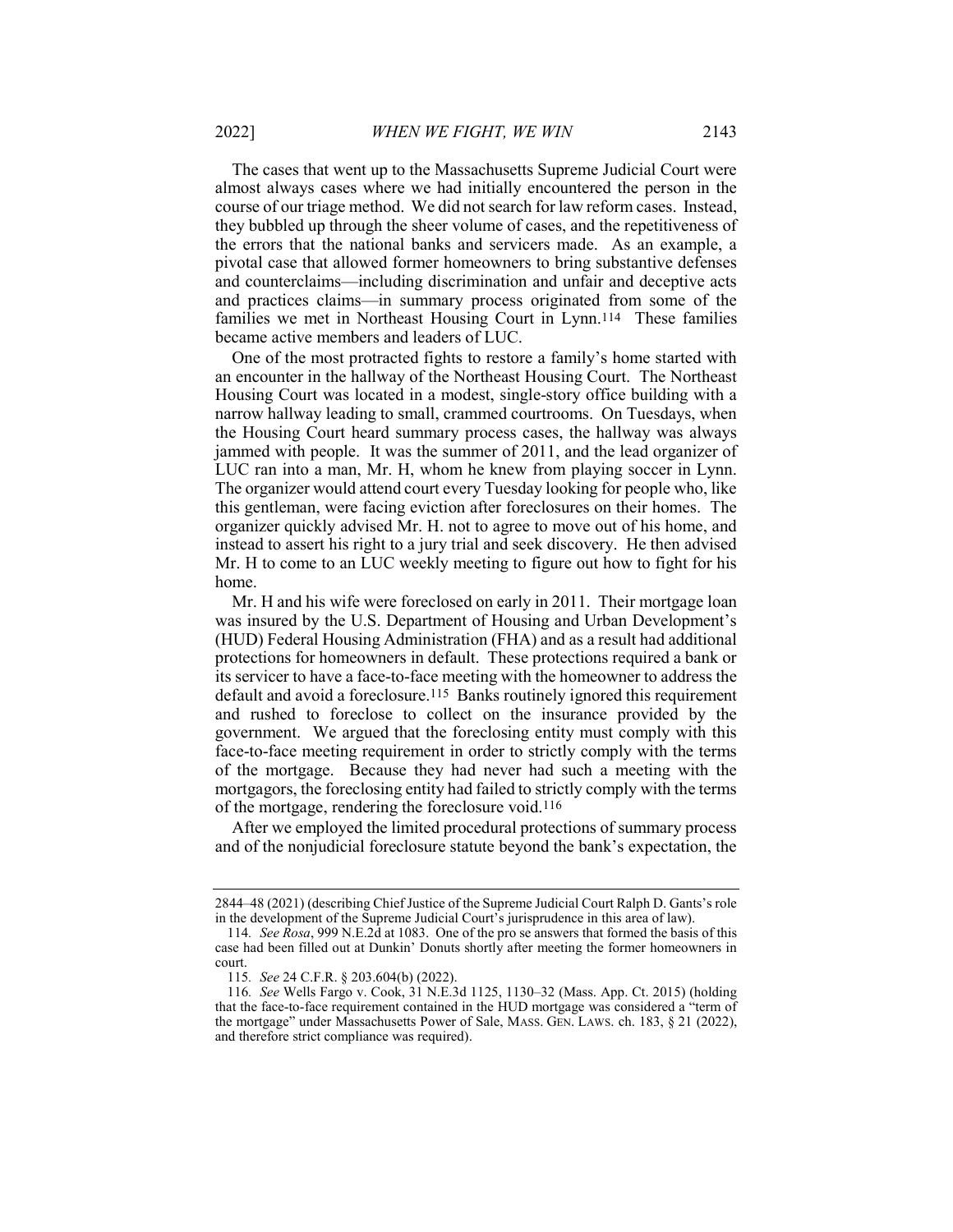The cases that went up to the Massachusetts Supreme Judicial Court were almost always cases where we had initially encountered the person in the course of our triage method. We did not search for law reform cases. Instead, they bubbled up through the sheer volume of cases, and the repetitiveness of the errors that the national banks and servicers made. As an example, a pivotal case that allowed former homeowners to bring substantive defenses and counterclaims—including discrimination and unfair and deceptive acts and practices claims—in summary process originated from some of the families we met in Northeast Housing Court in Lynn.[114] These families became active members and leaders of LUC.

One of the most protracted fights to restore a family's home started with an encounter in the hallway of the Northeast Housing Court. The Northeast Housing Court was located in a modest, single-story office building with a narrow hallway leading to small, crammed courtrooms. On Tuesdays, when the Housing Court heard summary process cases, the hallway was always jammed with people. It was the summer of 2011, and the lead organizer of LUC ran into a man, Mr. H, whom he knew from playing soccer in Lynn. The organizer would attend court every Tuesday looking for people who, like this gentleman, were facing eviction after foreclosures on their homes. The organizer quickly advised Mr. H. not to agree to move out of his home, and instead to assert his right to a jury trial and seek discovery. He then advised Mr. H to come to an LUC weekly meeting to figure out how to fight for his home.

Mr. H and his wife were foreclosed on early in 2011. Their mortgage loan was insured by the U.S. Department of Housing and Urban Development's (HUD) Federal Housing Administration (FHA) and as a result had additional protections for homeowners in default. These protections required a bank or its servicer to have a face-to-face meeting with the homeowner to address the default and avoid a foreclosure.[115] Banks routinely ignored this requirement and rushed to foreclose to collect on the insurance provided by the government. We argued that the foreclosing entity must comply with this face-to-face meeting requirement in order to strictly comply with the terms of the mortgage. Because they had never had such a meeting with the mortgagors, the foreclosing entity had failed to strictly comply with the terms of the mortgage, rendering the foreclosure void.[116]

After we employed the limited procedural protections of summary process and of the nonjudicial foreclosure statute beyond the bank's expectation, the

---

2844–48 (2021) (describing Chief Justice of the Supreme Judicial Court Ralph D. Gants's role in the development of the Supreme Judicial Court's jurisprudence in this area of law).

114. *See Rosa*, 999 N.E.2d at 1083. One of the pro se answers that formed the basis of this case had been filled out at Dunkin' Donuts shortly after meeting the former homeowners in court.

115. *See* 24 C.F.R. § 203.604(b) (2022).

116. *See* Wells Fargo v. Cook, 31 N.E.3d 1125, 1130–32 (Mass. App. Ct. 2015) (holding that the face-to-face requirement contained in the HUD mortgage was considered a "term of the mortgage" under Massachusetts Power of Sale, MASS. GEN. LAWS. ch. 183, § 21 (2022), and therefore strict compliance was required).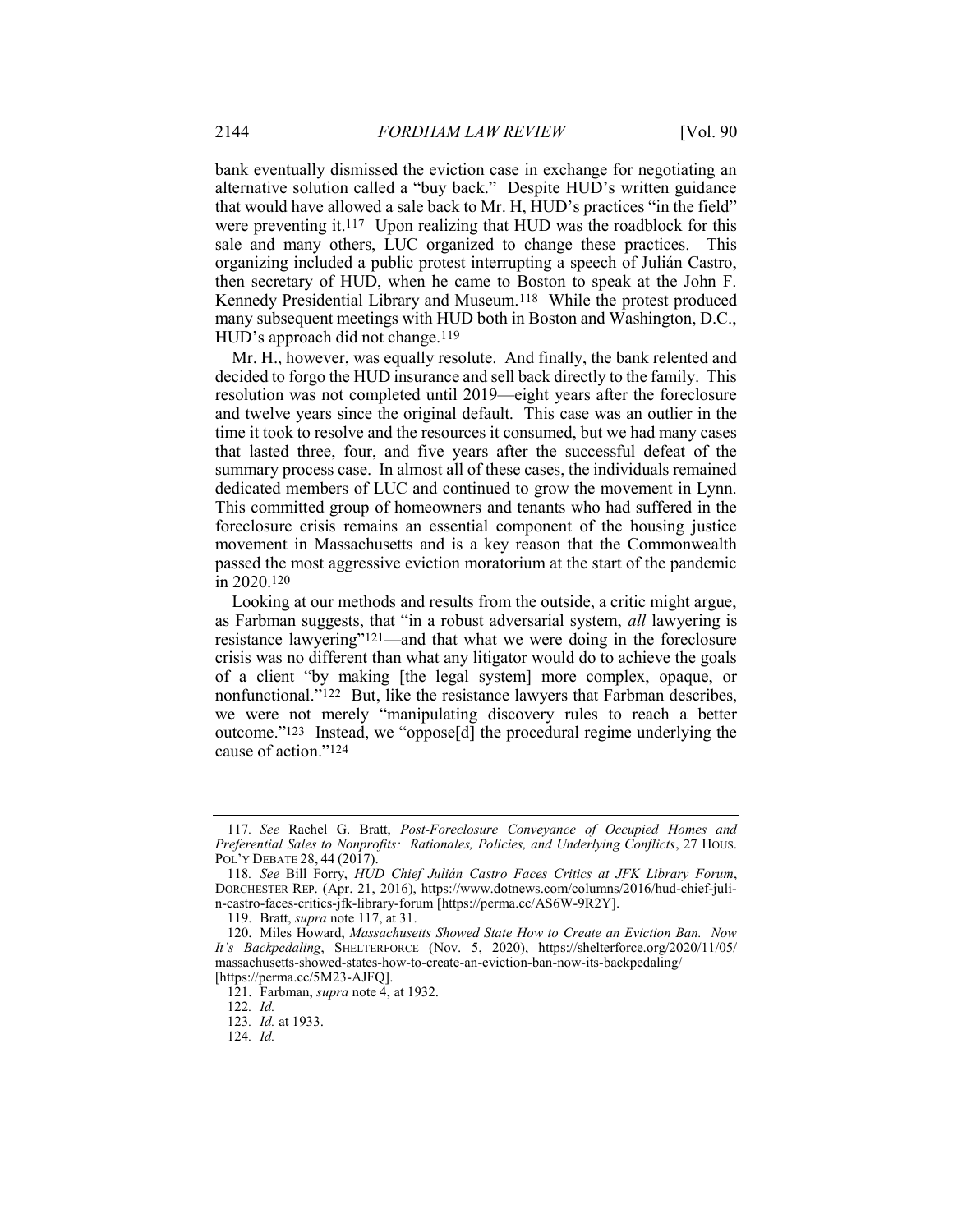bank eventually dismissed the eviction case in exchange for negotiating an alternative solution called a "buy back." Despite HUD's written guidance that would have allowed a sale back to Mr. H, HUD's practices "in the field" were preventing it.[117] Upon realizing that HUD was the roadblock for this sale and many others, LUC organized to change these practices. This organizing included a public protest interrupting a speech of Julián Castro, then secretary of HUD, when he came to Boston to speak at the John F. Kennedy Presidential Library and Museum.[118] While the protest produced many subsequent meetings with HUD both in Boston and Washington, D.C., HUD's approach did not change.[119]

Mr. H., however, was equally resolute. And finally, the bank relented and decided to forgo the HUD insurance and sell back directly to the family. This resolution was not completed until 2019—eight years after the foreclosure and twelve years since the original default. This case was an outlier in the time it took to resolve and the resources it consumed, but we had many cases that lasted three, four, and five years after the successful defeat of the summary process case. In almost all of these cases, the individuals remained dedicated members of LUC and continued to grow the movement in Lynn. This committed group of homeowners and tenants who had suffered in the foreclosure crisis remains an essential component of the housing justice movement in Massachusetts and is a key reason that the Commonwealth passed the most aggressive eviction moratorium at the start of the pandemic in 2020.[120]

Looking at our methods and results from the outside, a critic might argue, as Farbman suggests, that "in a robust adversarial system, *all* lawyering is resistance lawyering"[121]—and that what we were doing in the foreclosure crisis was no different than what any litigator would do to achieve the goals of a client "by making [the legal system] more complex, opaque, or nonfunctional."[122] But, like the resistance lawyers that Farbman describes, we were not merely "manipulating discovery rules to reach a better outcome."[123] Instead, we "oppose[d] the procedural regime underlying the cause of action."[124]

---

117. *See* Rachel G. Bratt, *Post-Foreclosure Conveyance of Occupied Homes and Preferential Sales to Nonprofits: Rationales, Policies, and Underlying Conflicts*, 27 HOUS. POL'Y DEBATE 28, 44 (2017).

118. *See* Bill Forry, *HUD Chief Julián Castro Faces Critics at JFK Library Forum*, DORCHESTER REP. (Apr. 21, 2016), https://www.dotnews.com/columns/2016/hud-chief-julin-castro-faces-critics-jfk-library-forum [https://perma.cc/AS6W-9R2Y].

119. Bratt, *supra* note 117, at 31.

120. Miles Howard, *Massachusetts Showed State How to Create an Eviction Ban. Now It's Backpedaling*, SHELTERFORCE (Nov. 5, 2020), https://shelterforce.org/2020/11/05/massachusetts-showed-states-how-to-create-an-eviction-ban-now-its-backpedaling/ [https://perma.cc/5M23-AJFQ].

121. Farbman, *supra* note 4, at 1932.

122. *Id.*

123. *Id.* at 1933.

124. *Id.*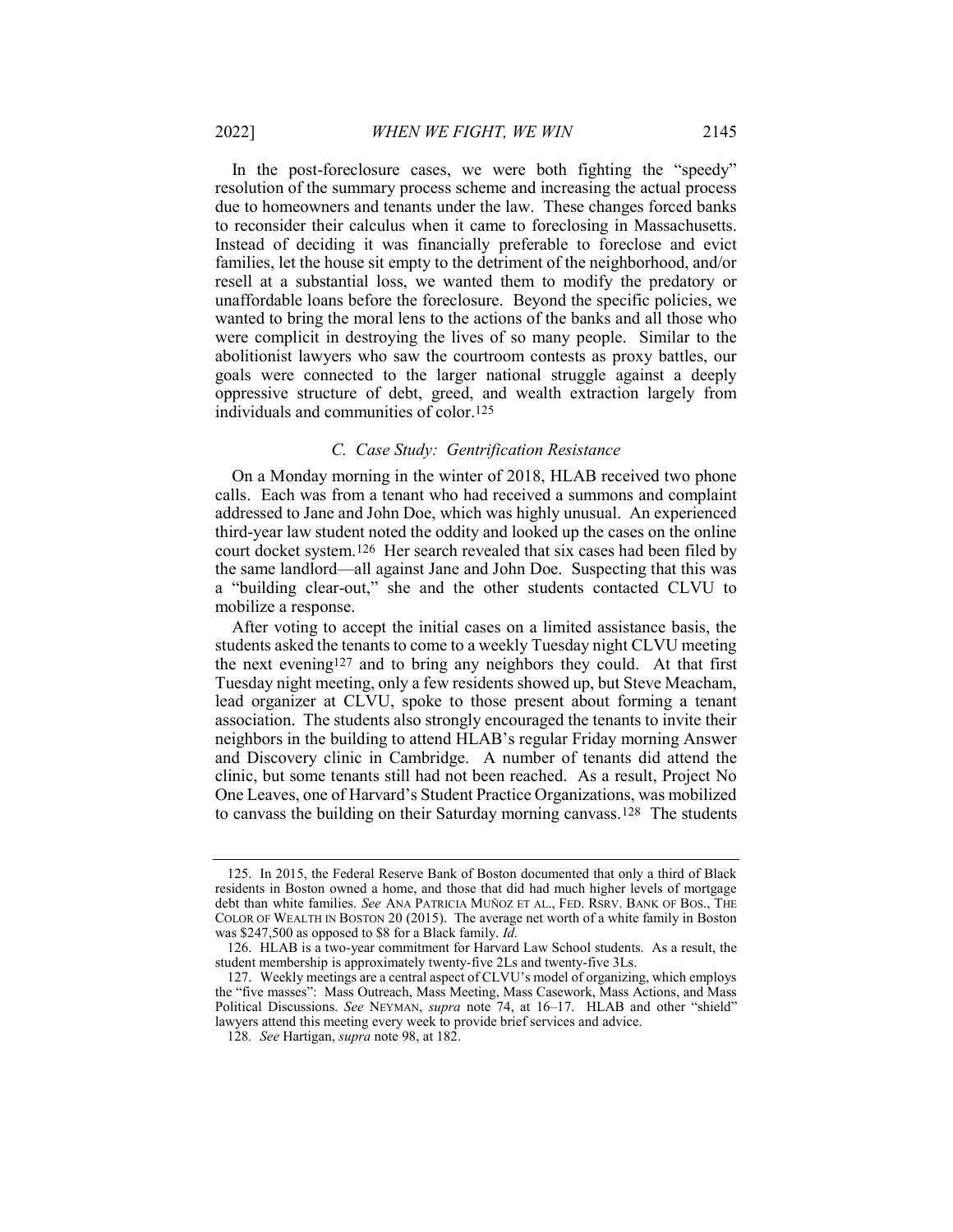In the post-foreclosure cases, we were both fighting the "speedy" resolution of the summary process scheme and increasing the actual process due to homeowners and tenants under the law. These changes forced banks to reconsider their calculus when it came to foreclosing in Massachusetts. Instead of deciding it was financially preferable to foreclose and evict families, let the house sit empty to the detriment of the neighborhood, and/or resell at a substantial loss, we wanted them to modify the predatory or unaffordable loans before the foreclosure. Beyond the specific policies, we wanted to bring the moral lens to the actions of the banks and all those who were complicit in destroying the lives of so many people. Similar to the abolitionist lawyers who saw the courtroom contests as proxy battles, our goals were connected to the larger national struggle against a deeply oppressive structure of debt, greed, and wealth extraction largely from individuals and communities of color.[125]

### *C. Case Study: Gentrification Resistance*

On a Monday morning in the winter of 2018, HLAB received two phone calls. Each was from a tenant who had received a summons and complaint addressed to Jane and John Doe, which was highly unusual. An experienced third-year law student noted the oddity and looked up the cases on the online court docket system.[126] Her search revealed that six cases had been filed by the same landlord—all against Jane and John Doe. Suspecting that this was a "building clear-out," she and the other students contacted CLVU to mobilize a response.

After voting to accept the initial cases on a limited assistance basis, the students asked the tenants to come to a weekly Tuesday night CLVU meeting the next evening[127] and to bring any neighbors they could. At that first Tuesday night meeting, only a few residents showed up, but Steve Meacham, lead organizer at CLVU, spoke to those present about forming a tenant association. The students also strongly encouraged the tenants to invite their neighbors in the building to attend HLAB's regular Friday morning Answer and Discovery clinic in Cambridge. A number of tenants did attend the clinic, but some tenants still had not been reached. As a result, Project No One Leaves, one of Harvard's Student Practice Organizations, was mobilized to canvass the building on their Saturday morning canvass.[128] The students

---

125. In 2015, the Federal Reserve Bank of Boston documented that only a third of Black residents in Boston owned a home, and those that did had much higher levels of mortgage debt than white families. *See* ANA PATRICIA MUÑOZ ET AL., FED. RSRV. BANK OF BOS., THE COLOR OF WEALTH IN BOSTON 20 (2015). The average net worth of a white family in Boston was $247,500 as opposed to $8 for a Black family. *Id.*

126. HLAB is a two-year commitment for Harvard Law School students. As a result, the student membership is approximately twenty-five 2Ls and twenty-five 3Ls.

127. Weekly meetings are a central aspect of CLVU's model of organizing, which employs the "five masses": Mass Outreach, Mass Meeting, Mass Casework, Mass Actions, and Mass Political Discussions. *See* NEYMAN, *supra* note 74, at 16–17. HLAB and other "shield" lawyers attend this meeting every week to provide brief services and advice.

128. *See* Hartigan, *supra* note 98, at 182.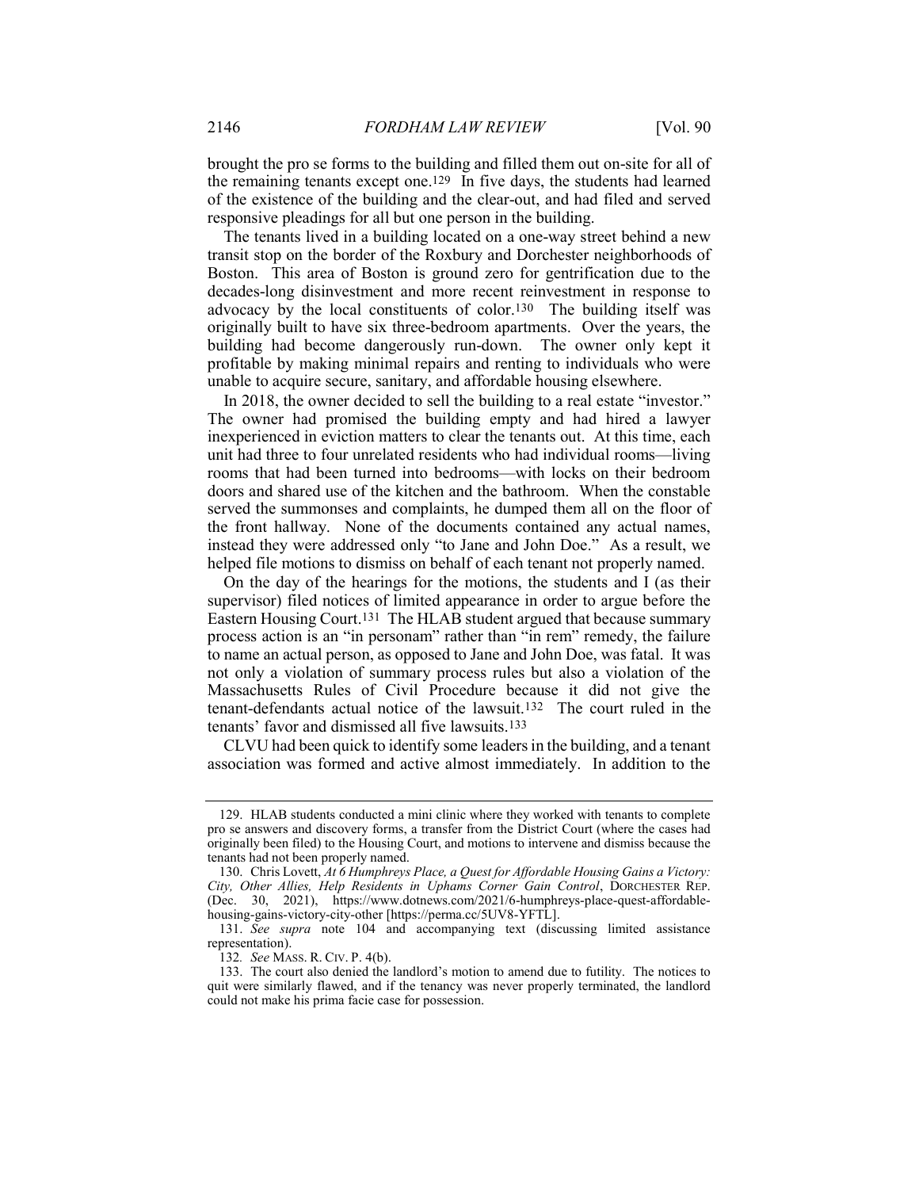brought the pro se forms to the building and filled them out on-site for all of the remaining tenants except one.[129] In five days, the students had learned of the existence of the building and the clear-out, and had filed and served responsive pleadings for all but one person in the building.

The tenants lived in a building located on a one-way street behind a new transit stop on the border of the Roxbury and Dorchester neighborhoods of Boston. This area of Boston is ground zero for gentrification due to the decades-long disinvestment and more recent reinvestment in response to advocacy by the local constituents of color.[130] The building itself was originally built to have six three-bedroom apartments. Over the years, the building had become dangerously run-down. The owner only kept it profitable by making minimal repairs and renting to individuals who were unable to acquire secure, sanitary, and affordable housing elsewhere.

In 2018, the owner decided to sell the building to a real estate "investor." The owner had promised the building empty and had hired a lawyer inexperienced in eviction matters to clear the tenants out. At this time, each unit had three to four unrelated residents who had individual rooms—living rooms that had been turned into bedrooms—with locks on their bedroom doors and shared use of the kitchen and the bathroom. When the constable served the summonses and complaints, he dumped them all on the floor of the front hallway. None of the documents contained any actual names, instead they were addressed only "to Jane and John Doe." As a result, we helped file motions to dismiss on behalf of each tenant not properly named.

On the day of the hearings for the motions, the students and I (as their supervisor) filed notices of limited appearance in order to argue before the Eastern Housing Court.[131] The HLAB student argued that because summary process action is an "in personam" rather than "in rem" remedy, the failure to name an actual person, as opposed to Jane and John Doe, was fatal. It was not only a violation of summary process rules but also a violation of the Massachusetts Rules of Civil Procedure because it did not give the tenant-defendants actual notice of the lawsuit.[132] The court ruled in the tenants' favor and dismissed all five lawsuits.[133]

CLVU had been quick to identify some leaders in the building, and a tenant association was formed and active almost immediately. In addition to the

---

129. HLAB students conducted a mini clinic where they worked with tenants to complete pro se answers and discovery forms, a transfer from the District Court (where the cases had originally been filed) to the Housing Court, and motions to intervene and dismiss because the tenants had not been properly named.

130. Chris Lovett, *At 6 Humphreys Place, a Quest for Affordable Housing Gains a Victory: City, Other Allies, Help Residents in Uphams Corner Gain Control*, DORCHESTER REP. (Dec. 30, 2021), https://www.dotnews.com/2021/6-humphreys-place-quest-affordable-housing-gains-victory-city-other [https://perma.cc/5UV8-YFTL].

131. *See supra* note 104 and accompanying text (discussing limited assistance representation).

132. *See* MASS. R. CIV. P. 4(b).

133. The court also denied the landlord's motion to amend due to futility. The notices to quit were similarly flawed, and if the tenancy was never properly terminated, the landlord could not make his prima facie case for possession.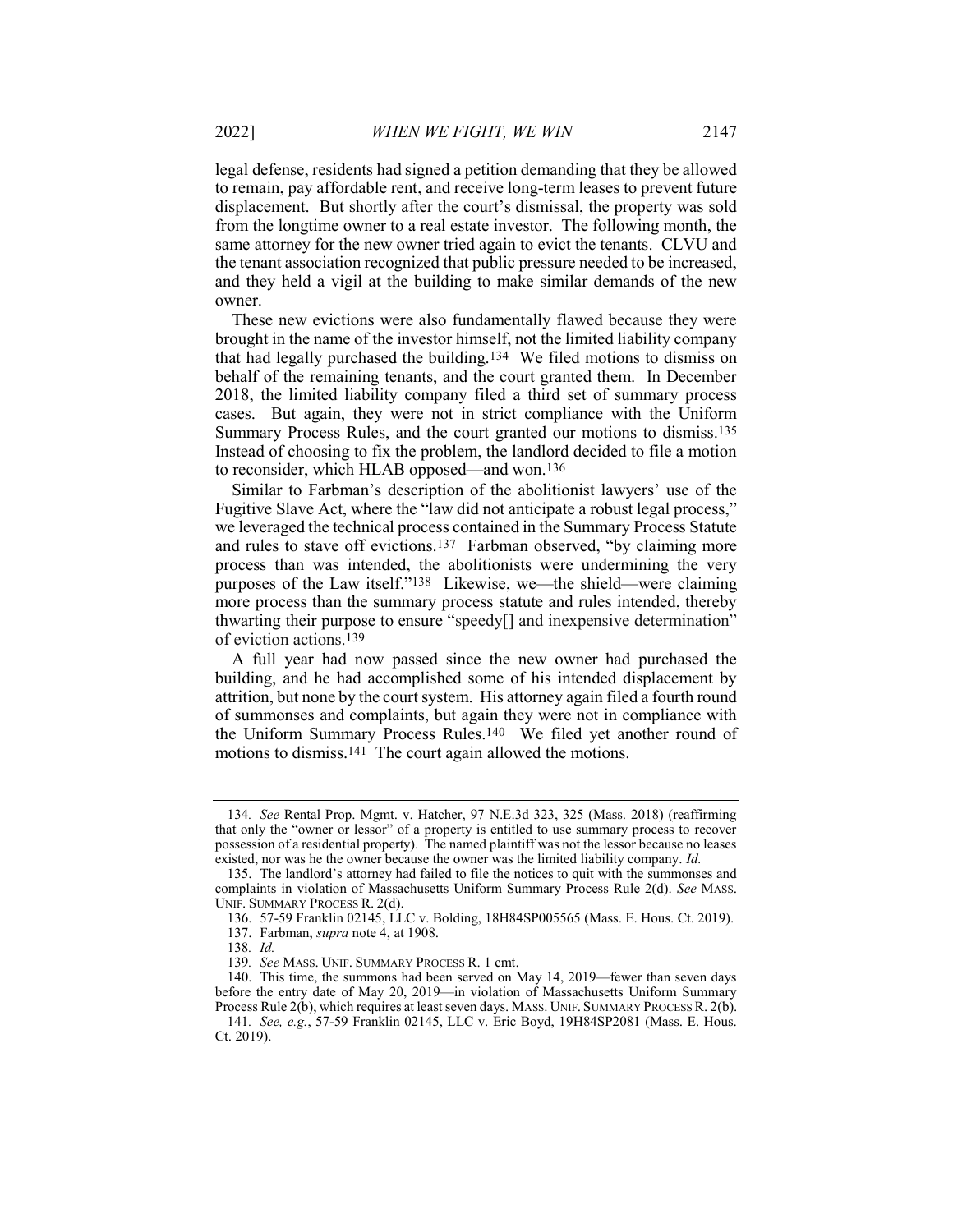legal defense, residents had signed a petition demanding that they be allowed to remain, pay affordable rent, and receive long-term leases to prevent future displacement. But shortly after the court's dismissal, the property was sold from the longtime owner to a real estate investor. The following month, the same attorney for the new owner tried again to evict the tenants. CLVU and the tenant association recognized that public pressure needed to be increased, and they held a vigil at the building to make similar demands of the new owner.

These new evictions were also fundamentally flawed because they were brought in the name of the investor himself, not the limited liability company that had legally purchased the building.[134] We filed motions to dismiss on behalf of the remaining tenants, and the court granted them. In December 2018, the limited liability company filed a third set of summary process cases. But again, they were not in strict compliance with the Uniform Summary Process Rules, and the court granted our motions to dismiss.[135] Instead of choosing to fix the problem, the landlord decided to file a motion to reconsider, which HLAB opposed—and won.[136]

Similar to Farbman's description of the abolitionist lawyers' use of the Fugitive Slave Act, where the "law did not anticipate a robust legal process," we leveraged the technical process contained in the Summary Process Statute and rules to stave off evictions.[137] Farbman observed, "by claiming more process than was intended, the abolitionists were undermining the very purposes of the Law itself."[138] Likewise, we—the shield—were claiming more process than the summary process statute and rules intended, thereby thwarting their purpose to ensure "speedy[] and inexpensive determination" of eviction actions.[139]

A full year had now passed since the new owner had purchased the building, and he had accomplished some of his intended displacement by attrition, but none by the court system. His attorney again filed a fourth round of summonses and complaints, but again they were not in compliance with the Uniform Summary Process Rules.[140] We filed yet another round of motions to dismiss.[141] The court again allowed the motions.

---

134. *See* Rental Prop. Mgmt. v. Hatcher, 97 N.E.3d 323, 325 (Mass. 2018) (reaffirming that only the "owner or lessor" of a property is entitled to use summary process to recover possession of a residential property). The named plaintiff was not the lessor because no leases existed, nor was he the owner because the owner was the limited liability company. *Id.*

135. The landlord's attorney had failed to file the notices to quit with the summonses and complaints in violation of Massachusetts Uniform Summary Process Rule 2(d). *See* MASS. UNIF. SUMMARY PROCESS R. 2(d).

136. 57-59 Franklin 02145, LLC v. Bolding, 18H84SP005565 (Mass. E. Hous. Ct. 2019).

137. Farbman, *supra* note 4, at 1908.

138. *Id.*

139. *See* MASS. UNIF. SUMMARY PROCESS R. 1 cmt.

140. This time, the summons had been served on May 14, 2019—fewer than seven days before the entry date of May 20, 2019—in violation of Massachusetts Uniform Summary Process Rule 2(b), which requires at least seven days. MASS. UNIF. SUMMARY PROCESS R. 2(b).

141. *See, e.g.*, 57-59 Franklin 02145, LLC v. Eric Boyd, 19H84SP2081 (Mass. E. Hous. Ct. 2019).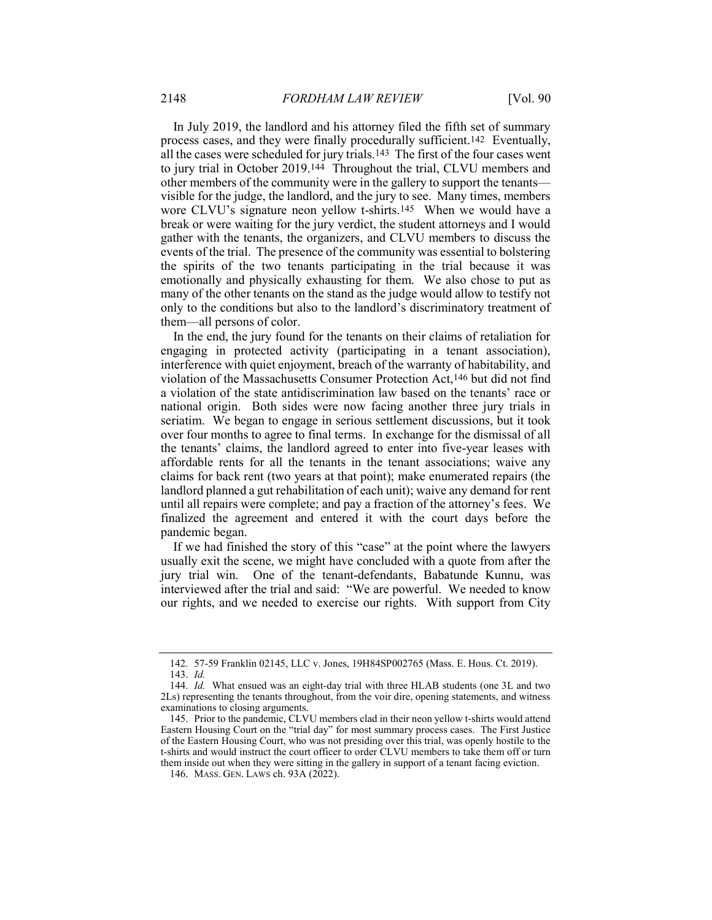In July 2019, the landlord and his attorney filed the fifth set of summary process cases, and they were finally procedurally sufficient.[142] Eventually, all the cases were scheduled for jury trials.[143] The first of the four cases went to jury trial in October 2019.[144] Throughout the trial, CLVU members and other members of the community were in the gallery to support the tenants—visible for the judge, the landlord, and the jury to see. Many times, members wore CLVU's signature neon yellow t-shirts.[145] When we would have a break or were waiting for the jury verdict, the student attorneys and I would gather with the tenants, the organizers, and CLVU members to discuss the events of the trial. The presence of the community was essential to bolstering the spirits of the two tenants participating in the trial because it was emotionally and physically exhausting for them. We also chose to put as many of the other tenants on the stand as the judge would allow to testify not only to the conditions but also to the landlord's discriminatory treatment of them—all persons of color.

In the end, the jury found for the tenants on their claims of retaliation for engaging in protected activity (participating in a tenant association), interference with quiet enjoyment, breach of the warranty of habitability, and violation of the Massachusetts Consumer Protection Act,[146] but did not find a violation of the state antidiscrimination law based on the tenants' race or national origin. Both sides were now facing another three jury trials in seriatim. We began to engage in serious settlement discussions, but it took over four months to agree to final terms. In exchange for the dismissal of all the tenants' claims, the landlord agreed to enter into five-year leases with affordable rents for all the tenants in the tenant associations; waive any claims for back rent (two years at that point); make enumerated repairs (the landlord planned a gut rehabilitation of each unit); waive any demand for rent until all repairs were complete; and pay a fraction of the attorney's fees. We finalized the agreement and entered it with the court days before the pandemic began.

If we had finished the story of this "case" at the point where the lawyers usually exit the scene, we might have concluded with a quote from after the jury trial win. One of the tenant-defendants, Babatunde Kunnu, was interviewed after the trial and said: "We are powerful. We needed to know our rights, and we needed to exercise our rights. With support from City

---

142. 57-59 Franklin 02145, LLC v. Jones, 19H84SP002765 (Mass. E. Hous. Ct. 2019).

143. *Id.*

144. *Id.* What ensued was an eight-day trial with three HLAB students (one 3L and two 2Ls) representing the tenants throughout, from the voir dire, opening statements, and witness examinations to closing arguments.

145. Prior to the pandemic, CLVU members clad in their neon yellow t-shirts would attend Eastern Housing Court on the "trial day" for most summary process cases. The First Justice of the Eastern Housing Court, who was not presiding over this trial, was openly hostile to the t-shirts and would instruct the court officer to order CLVU members to take them off or turn them inside out when they were sitting in the gallery in support of a tenant facing eviction.

146. MASS. GEN. LAWS ch. 93A (2022).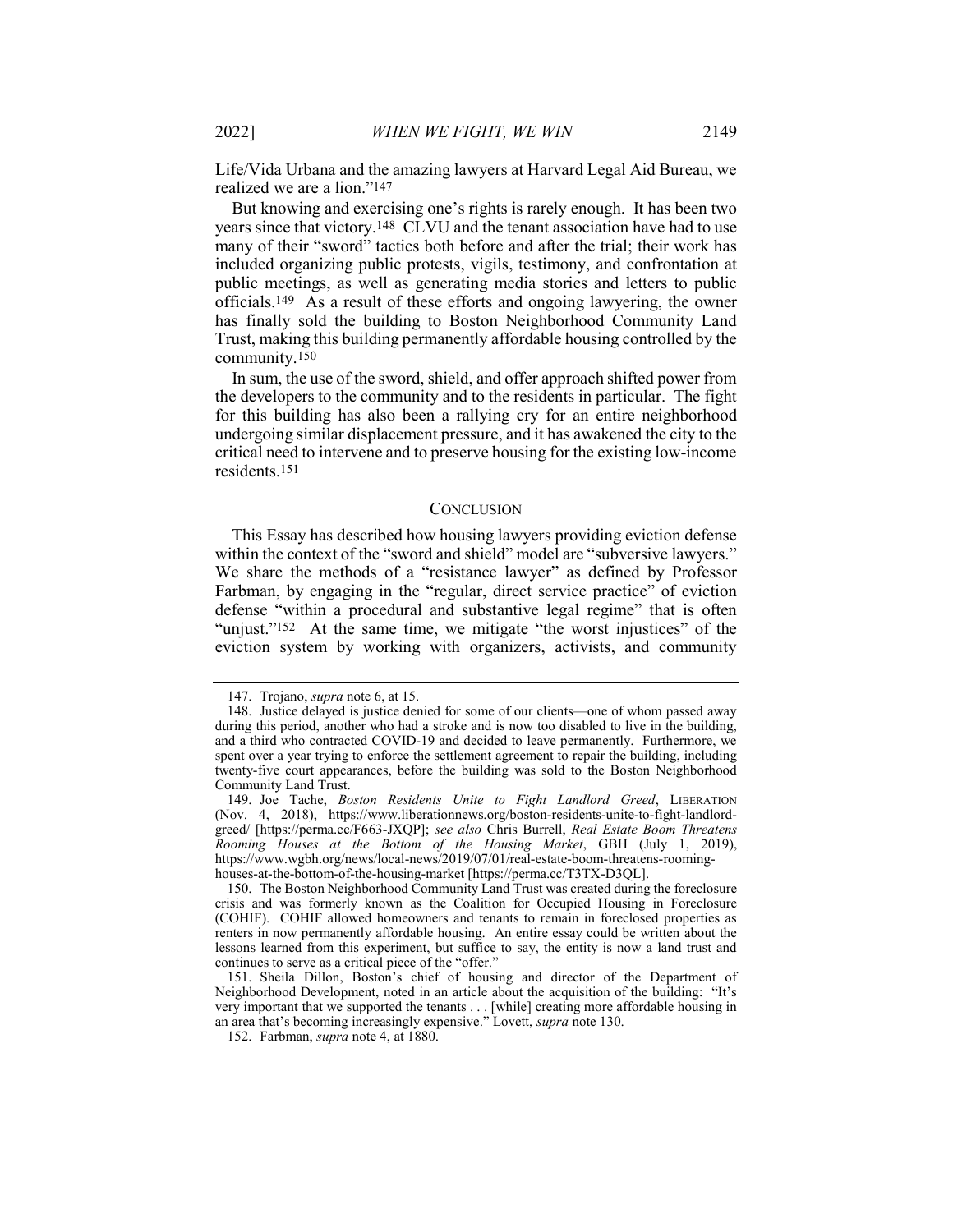Life/Vida Urbana and the amazing lawyers at Harvard Legal Aid Bureau, we realized we are a lion."[147]

But knowing and exercising one's rights is rarely enough. It has been two years since that victory.[148] CLVU and the tenant association have had to use many of their "sword" tactics both before and after the trial; their work has included organizing public protests, vigils, testimony, and confrontation at public meetings, as well as generating media stories and letters to public officials.[149] As a result of these efforts and ongoing lawyering, the owner has finally sold the building to Boston Neighborhood Community Land Trust, making this building permanently affordable housing controlled by the community.[150]

In sum, the use of the sword, shield, and offer approach shifted power from the developers to the community and to the residents in particular. The fight for this building has also been a rallying cry for an entire neighborhood undergoing similar displacement pressure, and it has awakened the city to the critical need to intervene and to preserve housing for the existing low-income residents.[151]

## CONCLUSION

This Essay has described how housing lawyers providing eviction defense within the context of the "sword and shield" model are "subversive lawyers." We share the methods of a "resistance lawyer" as defined by Professor Farbman, by engaging in the "regular, direct service practice" of eviction defense "within a procedural and substantive legal regime" that is often "unjust."[152] At the same time, we mitigate "the worst injustices" of the eviction system by working with organizers, activists, and community

---

147. Trojano, *supra* note 6, at 15.

148. Justice delayed is justice denied for some of our clients—one of whom passed away during this period, another who had a stroke and is now too disabled to live in the building, and a third who contracted COVID-19 and decided to leave permanently. Furthermore, we spent over a year trying to enforce the settlement agreement to repair the building, including twenty-five court appearances, before the building was sold to the Boston Neighborhood Community Land Trust.

149. Joe Tache, *Boston Residents Unite to Fight Landlord Greed*, LIBERATION (Nov. 4, 2018), https://www.liberationnews.org/boston-residents-unite-to-fight-landlord-greed/ [https://perma.cc/F663-JXQP]; *see also* Chris Burrell, *Real Estate Boom Threatens Rooming Houses at the Bottom of the Housing Market*, GBH (July 1, 2019), https://www.wgbh.org/news/local-news/2019/07/01/real-estate-boom-threatens-rooming-houses-at-the-bottom-of-the-housing-market [https://perma.cc/T3TX-D3QL].

150. The Boston Neighborhood Community Land Trust was created during the foreclosure crisis and was formerly known as the Coalition for Occupied Housing in Foreclosure (COHIF). COHIF allowed homeowners and tenants to remain in foreclosed properties as renters in now permanently affordable housing. An entire essay could be written about the lessons learned from this experiment, but suffice to say, the entity is now a land trust and continues to serve as a critical piece of the "offer."

151. Sheila Dillon, Boston's chief of housing and director of the Department of Neighborhood Development, noted in an article about the acquisition of the building: "It's very important that we supported the tenants . . . [while] creating more affordable housing in an area that's becoming increasingly expensive." Lovett, *supra* note 130.

152. Farbman, *supra* note 4, at 1880.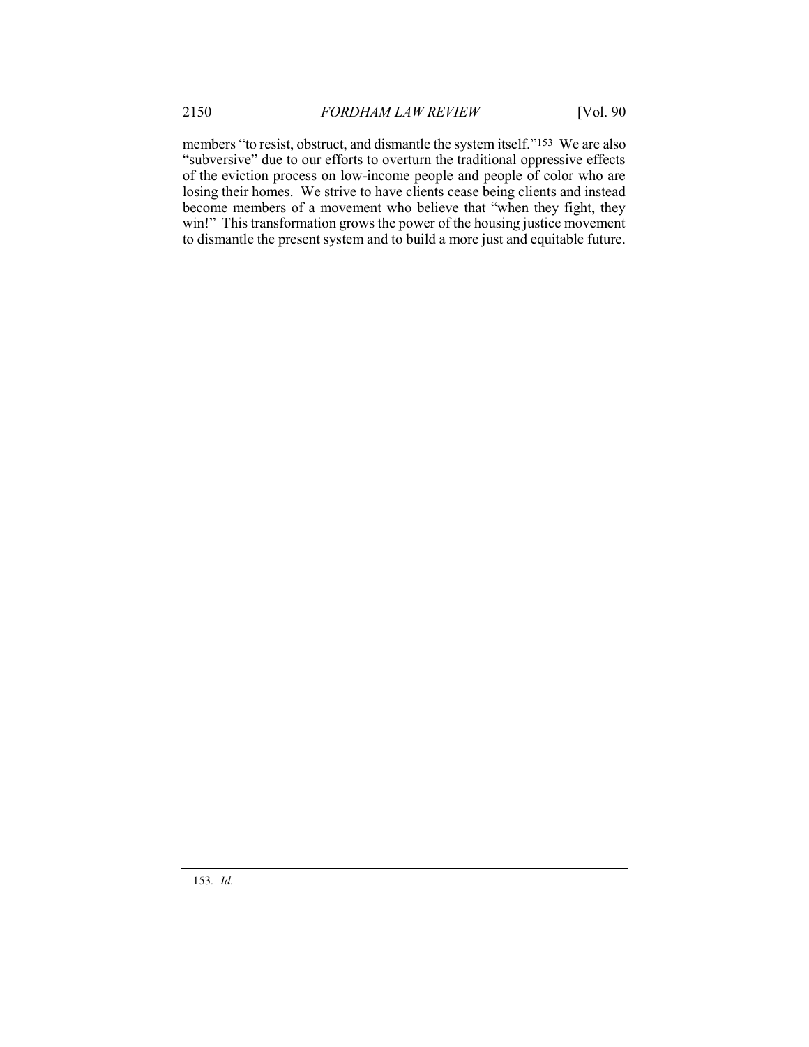members "to resist, obstruct, and dismantle the system itself."[153] We are also "subversive" due to our efforts to overturn the traditional oppressive effects of the eviction process on low-income people and people of color who are losing their homes. We strive to have clients cease being clients and instead become members of a movement who believe that "when they fight, they win!" This transformation grows the power of the housing justice movement to dismantle the present system and to build a more just and equitable future.

---

153. *Id.*